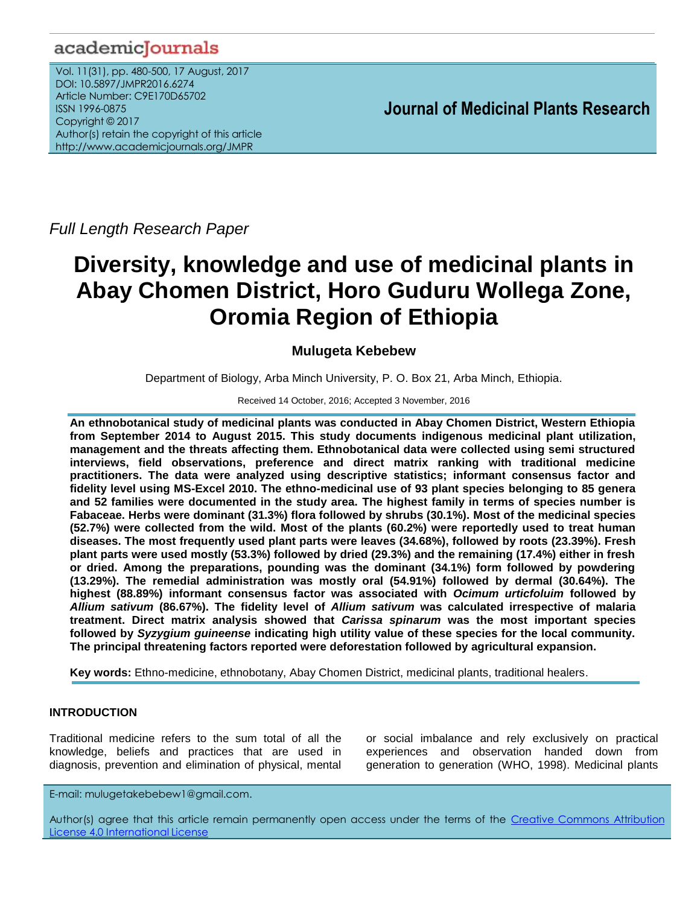Full Length Research Paper

# Diversity, knowledge and use of medicinal plants in Abay Chomen District, Horo Guduru Wollega Zone, Oromia Region of Ethiopia

**Mulugeta Kebebew**

Department of Biology, Arba Minch University, P. O. Box 21, Arba Minch, Ethiopia.

Received 14 October, 2016; Accepted 3 November, 2016

**An ethnobotanical study of medicinal plants was conducted in Abay Chomen District, Western Ethiopia from September 2014 to August 2015. This study documents indigenous medicinal plant utilization, management and the threats affecting them. Ethnobotanical data were collected using semi structured interviews, field observations, preference and direct matrix ranking with traditional medicine practitioners. The data were analyzed using descriptive statistics; informant consensus factor and fidelity level using MS-Excel 2010. The ethno-medicinal use of 93 plant species belonging to 85 genera and 52 families were documented in the study area. The highest family in terms of species number is Fabaceae. Herbs were dominant (31.3%) flora followed by shrubs (30.1%). Most of the medicinal species (52.7%) were collected from the wild. Most of the plants (60.2%) were reportedly used to treat human diseases. The most frequently used plant parts were leaves (34.68%), followed by roots (23.39%). Fresh plant parts were used mostly (53.3%) followed by dried (29.3%) and the remaining (17.4%) either in fresh or dried. Among the preparations, pounding was the dominant (34.1%) form followed by powdering (13.29%). The remedial administration was mostly oral (54.91%) followed by dermal (30.64%). The highest (88.89%) informant consensus factor was associated with *Ocimum urticfoluim* followed by *Allium sativum* (86.67%). The fidelity level of *Allium sativum* was calculated irrespective of malaria treatment. Direct matrix analysis showed that *Carissa spinarum* was the most important species followed by *Syzygium guineense* indicating high utility value of these species for the local community. The principal threatening factors reported were deforestation followed by agricultural expansion.**

**Key words:** Ethno-medicine, ethnobotany, Abay Chomen District, medicinal plants, traditional healers.

## INTRODUCTION

Traditional medicine refers to the sum total of all the knowledge, beliefs and practices that are used in diagnosis, prevention and elimination of physical, mental or social imbalance and rely exclusively on practical experiences and observation handed down from generation to generation (WHO, 1998). Medicinal plants

E-mail: mulugetakebebew1@gmail.com.

Author(s) agree that this article remain permanently open access under the terms of the Creative Commons Attribution License 4.0 International License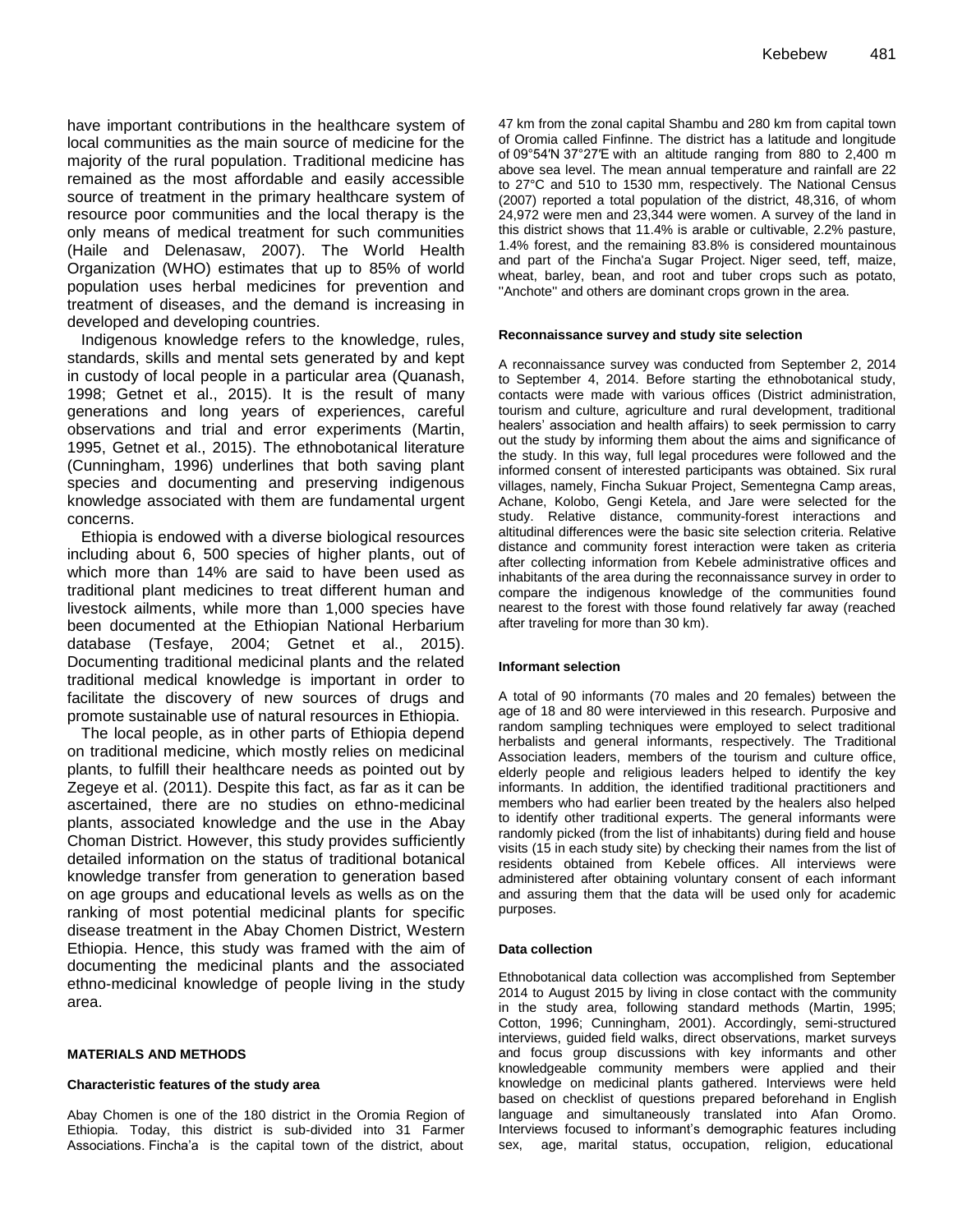have important contributions in the healthcare system of local communities as the main source of medicine for the majority of the rural population. Traditional medicine has remained as the most affordable and easily accessible source of treatment in the primary healthcare system of resource poor communities and the local therapy is the only means of medical treatment for such communities (Haile and Delenasaw, 2007). The World Health Organization (WHO) estimates that up to 85% of world population uses herbal medicines for prevention and treatment of diseases, and the demand is increasing in developed and developing countries.

Indigenous knowledge refers to the knowledge, rules, standards, skills and mental sets generated by and kept in custody of local people in a particular area (Quanash, 1998; Getnet et al., 2015). It is the result of many generations and long years of experiences, careful observations and trial and error experiments (Martin, 1995, Getnet et al., 2015). The ethnobotanical literature (Cunningham, 1996) underlines that both saving plant species and documenting and preserving indigenous knowledge associated with them are fundamental urgent concerns.

Ethiopia is endowed with a diverse biological resources including about 6, 500 species of higher plants, out of which more than 14% are said to have been used as traditional plant medicines to treat different human and livestock ailments, while more than 1,000 species have been documented at the Ethiopian National Herbarium database (Tesfaye, 2004; Getnet et al., 2015). Documenting traditional medicinal plants and the related traditional medical knowledge is important in order to facilitate the discovery of new sources of drugs and promote sustainable use of natural resources in Ethiopia.

The local people, as in other parts of Ethiopia depend on traditional medicine, which mostly relies on medicinal plants, to fulfill their healthcare needs as pointed out by Zegeye et al. (2011). Despite this fact, as far as it can be ascertained, there are no studies on ethno-medicinal plants, associated knowledge and the use in the Abay Choman District. However, this study provides sufficiently detailed information on the status of traditional botanical knowledge transfer from generation to generation based on age groups and educational levels as wells as on the ranking of most potential medicinal plants for specific disease treatment in the Abay Chomen District, Western Ethiopia. Hence, this study was framed with the aim of documenting the medicinal plants and the associated ethno-medicinal knowledge of people living in the study area.

## MATERIALS AND METHODS

### Characteristic features of the study area

Abay Chomen is one of the 180 district in the Oromia Region of Ethiopia. Today, this district is sub-divided into 31 Farmer Associations. Fincha'a is the capital town of the district, about 47 km from the zonal capital Shambu and 280 km from capital town of Oromia called Finfinne. The district has a latitude and longitude of 09°54′N 37°27′E with an altitude ranging from 880 to 2,400 m above sea level. The mean annual temperature and rainfall are 22 to 27°C and 510 to 1530 mm, respectively. The National Census (2007) reported a total population of the district, 48,316, of whom 24,972 were men and 23,344 were women. A survey of the land in this district shows that 11.4% is arable or cultivable, 2.2% pasture, 1.4% forest, and the remaining 83.8% is considered mountainous and part of the Fincha'a Sugar Project. Niger seed, teff, maize, wheat, barley, bean, and root and tuber crops such as potato, ''Anchote'' and others are dominant crops grown in the area.

### Reconnaissance survey and study site selection

A reconnaissance survey was conducted from September 2, 2014 to September 4, 2014. Before starting the ethnobotanical study, contacts were made with various offices (District administration, tourism and culture, agriculture and rural development, traditional healers' association and health affairs) to seek permission to carry out the study by informing them about the aims and significance of the study. In this way, full legal procedures were followed and the informed consent of interested participants was obtained. Six rural villages, namely, Fincha Sukuar Project, Sementegna Camp areas, Achane, Kolobo, Gengi Ketela, and Jare were selected for the study. Relative distance, community-forest interactions and altitudinal differences were the basic site selection criteria. Relative distance and community forest interaction were taken as criteria after collecting information from Kebele administrative offices and inhabitants of the area during the reconnaissance survey in order to compare the indigenous knowledge of the communities found nearest to the forest with those found relatively far away (reached after traveling for more than 30 km).

### Informant selection

A total of 90 informants (70 males and 20 females) between the age of 18 and 80 were interviewed in this research. Purposive and random sampling techniques were employed to select traditional herbalists and general informants, respectively. The Traditional Association leaders, members of the tourism and culture office, elderly people and religious leaders helped to identify the key informants. In addition, the identified traditional practitioners and members who had earlier been treated by the healers also helped to identify other traditional experts. The general informants were randomly picked (from the list of inhabitants) during field and house visits (15 in each study site) by checking their names from the list of residents obtained from Kebele offices. All interviews were administered after obtaining voluntary consent of each informant and assuring them that the data will be used only for academic purposes.

### Data collection

Ethnobotanical data collection was accomplished from September 2014 to August 2015 by living in close contact with the community in the study area, following standard methods (Martin, 1995; Cotton, 1996; Cunningham, 2001). Accordingly, semi-structured interviews, guided field walks, direct observations, market surveys and focus group discussions with key informants and other knowledgeable community members were applied and their knowledge on medicinal plants gathered. Interviews were held based on checklist of questions prepared beforehand in English language and simultaneously translated into Afan Oromo. Interviews focused to informant's demographic features including sex, age, marital status, occupation, religion, educational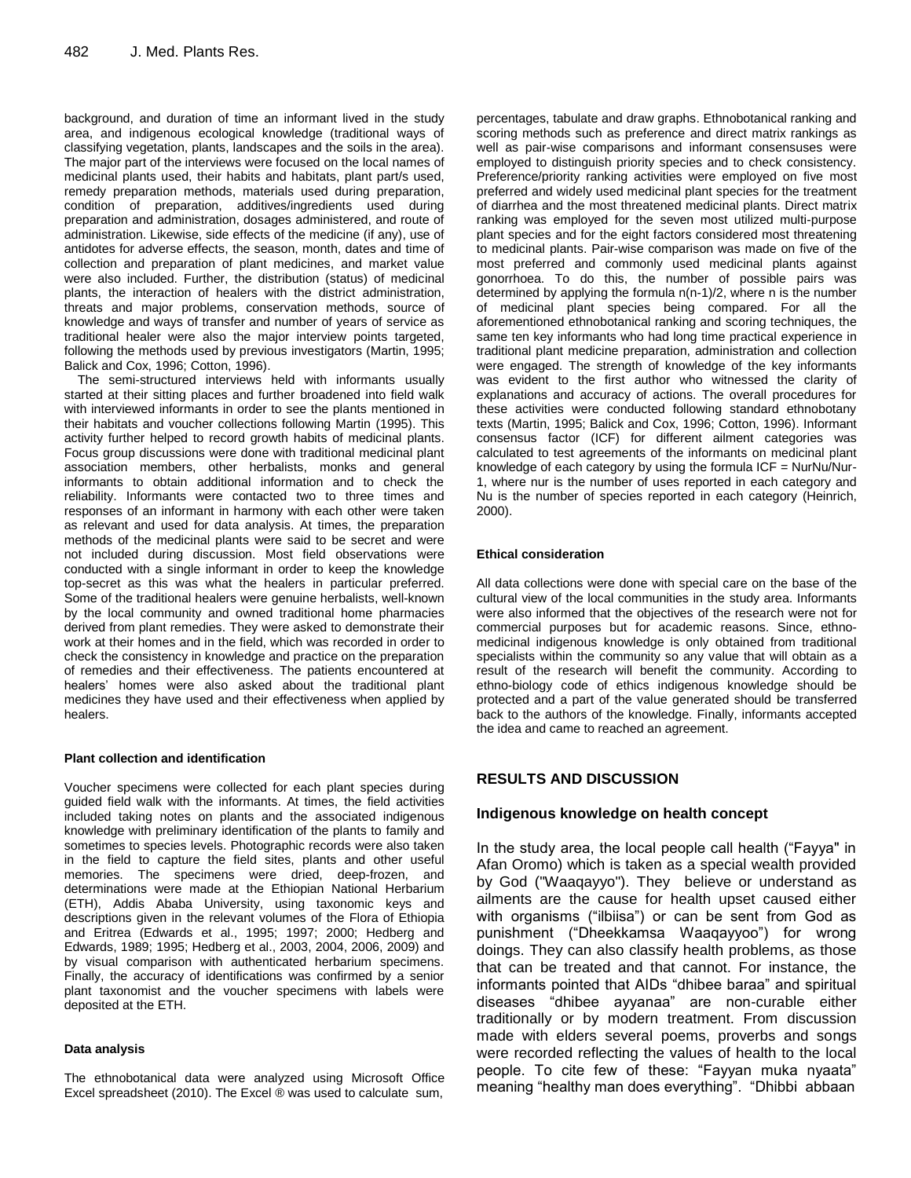background, and duration of time an informant lived in the study area, and indigenous ecological knowledge (traditional ways of classifying vegetation, plants, landscapes and the soils in the area). The major part of the interviews were focused on the local names of medicinal plants used, their habits and habitats, plant part/s used, remedy preparation methods, materials used during preparation, condition of preparation, additives/ingredients used during preparation and administration, dosages administered, and route of administration. Likewise, side effects of the medicine (if any), use of antidotes for adverse effects, the season, month, dates and time of collection and preparation of plant medicines, and market value were also included. Further, the distribution (status) of medicinal plants, the interaction of healers with the district administration, threats and major problems, conservation methods, source of knowledge and ways of transfer and number of years of service as traditional healer were also the major interview points targeted, following the methods used by previous investigators (Martin, 1995; Balick and Cox, 1996; Cotton, 1996).

The semi-structured interviews held with informants usually started at their sitting places and further broadened into field walk with interviewed informants in order to see the plants mentioned in their habitats and voucher collections following Martin (1995). This activity further helped to record growth habits of medicinal plants. Focus group discussions were done with traditional medicinal plant association members, other herbalists, monks and general informants to obtain additional information and to check the reliability. Informants were contacted two to three times and responses of an informant in harmony with each other were taken as relevant and used for data analysis. At times, the preparation methods of the medicinal plants were said to be secret and were not included during discussion. Most field observations were conducted with a single informant in order to keep the knowledge top-secret as this was what the healers in particular preferred. Some of the traditional healers were genuine herbalists, well-known by the local community and owned traditional home pharmacies derived from plant remedies. They were asked to demonstrate their work at their homes and in the field, which was recorded in order to check the consistency in knowledge and practice on the preparation of remedies and their effectiveness. The patients encountered at healers' homes were also asked about the traditional plant medicines they have used and their effectiveness when applied by healers.

#### Plant collection and identification

Voucher specimens were collected for each plant species during guided field walk with the informants. At times, the field activities included taking notes on plants and the associated indigenous knowledge with preliminary identification of the plants to family and sometimes to species levels. Photographic records were also taken in the field to capture the field sites, plants and other useful memories. The specimens were dried, deep-frozen, and determinations were made at the Ethiopian National Herbarium (ETH), Addis Ababa University, using taxonomic keys and descriptions given in the relevant volumes of the Flora of Ethiopia and Eritrea (Edwards et al., 1995; 1997; 2000; Hedberg and Edwards, 1989; 1995; Hedberg et al., 2003, 2004, 2006, 2009) and by visual comparison with authenticated herbarium specimens. Finally, the accuracy of identifications was confirmed by a senior plant taxonomist and the voucher specimens with labels were deposited at the ETH.

#### Data analysis

The ethnobotanical data were analyzed using Microsoft Office Excel spreadsheet (2010). The Excel ® was used to calculate sum, percentages, tabulate and draw graphs. Ethnobotanical ranking and scoring methods such as preference and direct matrix rankings as well as pair-wise comparisons and informant consensuses were employed to distinguish priority species and to check consistency. Preference/priority ranking activities were employed on five most preferred and widely used medicinal plant species for the treatment of diarrhea and the most threatened medicinal plants. Direct matrix ranking was employed for the seven most utilized multi-purpose plant species and for the eight factors considered most threatening to medicinal plants. Pair-wise comparison was made on five of the most preferred and commonly used medicinal plants against gonorrhoea. To do this, the number of possible pairs was determined by applying the formula $n(n-1)/2$, where n is the number of medicinal plant species being compared. For all the aforementioned ethnobotanical ranking and scoring techniques, the same ten key informants who had long time practical experience in traditional plant medicine preparation, administration and collection were engaged. The strength of knowledge of the key informants was evident to the first author who witnessed the clarity of explanations and accuracy of actions. The overall procedures for these activities were conducted following standard ethnobotany texts (Martin, 1995; Balick and Cox, 1996; Cotton, 1996). Informant consensus factor (ICF) for different ailment categories was calculated to test agreements of the informants on medicinal plant knowledge of each category by using the formula ICF = NurNu/Nur-1, where nur is the number of uses reported in each category and Nu is the number of species reported in each category (Heinrich, 2000).

#### Ethical consideration

All data collections were done with special care on the base of the cultural view of the local communities in the study area. Informants were also informed that the objectives of the research were not for commercial purposes but for academic reasons. Since, ethno-medicinal indigenous knowledge is only obtained from traditional specialists within the community so any value that will obtain as a result of the research will benefit the community. According to ethno-biology code of ethics indigenous knowledge should be protected and a part of the value generated should be transferred back to the authors of the knowledge. Finally, informants accepted the idea and came to reached an agreement.

## RESULTS AND DISCUSSION

### Indigenous knowledge on health concept

In the study area, the local people call health ("Fayya" in Afan Oromo) which is taken as a special wealth provided by God ("Waaqayyo"). They believe or understand as ailments are the cause for health upset caused either with organisms ("ilbiisa") or can be sent from God as punishment ("Dheekkamsa Waaqayyoo") for wrong doings. They can also classify health problems, as those that can be treated and that cannot. For instance, the informants pointed that AIDs "dhibee baraa" and spiritual diseases "dhibee ayyanaa" are non-curable either traditionally or by modern treatment. From discussion made with elders several poems, proverbs and songs were recorded reflecting the values of health to the local people. To cite few of these: "Fayyan muka nyaata" meaning "healthy man does everything". "Dhibbi abbaan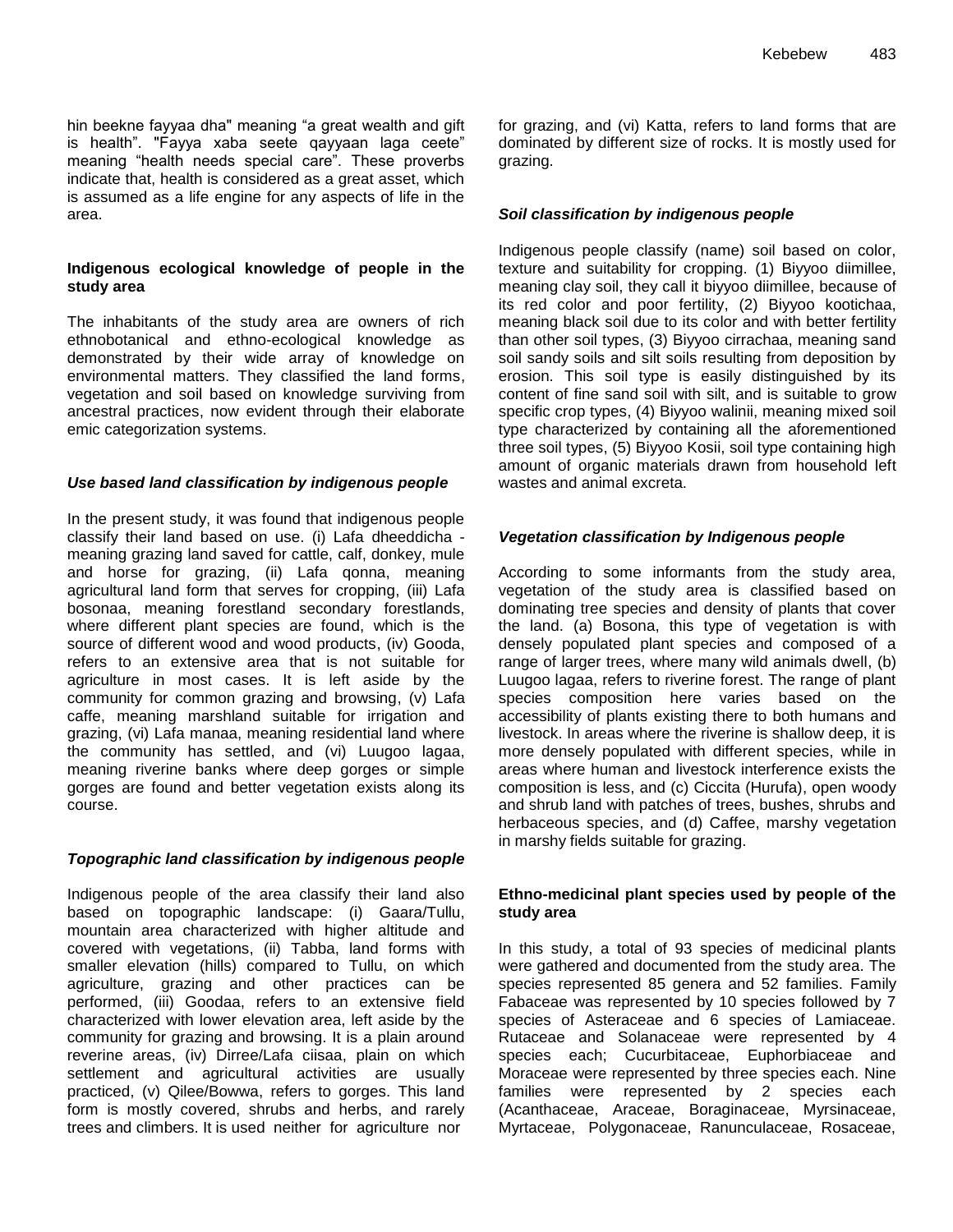hin beekne fayyaa dha" meaning "a great wealth and gift is health". "Fayya xaba seete qayyaan laga ceete" meaning "health needs special care". These proverbs indicate that, health is considered as a great asset, which is assumed as a life engine for any aspects of life in the area.

### Indigenous ecological knowledge of people in the study area

The inhabitants of the study area are owners of rich ethnobotanical and ethno-ecological knowledge as demonstrated by their wide array of knowledge on environmental matters. They classified the land forms, vegetation and soil based on knowledge surviving from ancestral practices, now evident through their elaborate emic categorization systems.

#### *Use based land classification by indigenous people*

In the present study, it was found that indigenous people classify their land based on use. (i) Lafa dheeddicha - meaning grazing land saved for cattle, calf, donkey, mule and horse for grazing, (ii) Lafa qonna, meaning agricultural land form that serves for cropping, (iii) Lafa bosonaa, meaning forestland secondary forestlands, where different plant species are found, which is the source of different wood and wood products, (iv) Gooda, refers to an extensive area that is not suitable for agriculture in most cases. It is left aside by the community for common grazing and browsing, (v) Lafa caffe, meaning marshland suitable for irrigation and grazing, (vi) Lafa manaa, meaning residential land where the community has settled, and (vi) Luugoo lagaa, meaning riverine banks where deep gorges or simple gorges are found and better vegetation exists along its course.

#### *Topographic land classification by indigenous people*

Indigenous people of the area classify their land also based on topographic landscape: (i) Gaara/Tullu, mountain area characterized with higher altitude and covered with vegetations, (ii) Tabba, land forms with smaller elevation (hills) compared to Tullu, on which agriculture, grazing and other practices can be performed, (iii) Goodaa, refers to an extensive field characterized with lower elevation area, left aside by the community for grazing and browsing. It is a plain around reverine areas, (iv) Dirree/Lafa ciisaa, plain on which settlement and agricultural activities are usually practiced, (v) Qilee/Bowwa, refers to gorges. This land form is mostly covered, shrubs and herbs, and rarely trees and climbers. It is used neither for agriculture nor for grazing, and (vi) Katta, refers to land forms that are dominated by different size of rocks. It is mostly used for grazing.

#### *Soil classification by indigenous people*

Indigenous people classify (name) soil based on color, texture and suitability for cropping. (1) Biyyoo diimillee, meaning clay soil, they call it biyyoo diimillee, because of its red color and poor fertility, (2) Biyyoo kootichaa, meaning black soil due to its color and with better fertility than other soil types, (3) Biyyoo cirrachaa, meaning sand soil sandy soils and silt soils resulting from deposition by erosion. This soil type is easily distinguished by its content of fine sand soil with silt, and is suitable to grow specific crop types, (4) Biyyoo walinii, meaning mixed soil type characterized by containing all the aforementioned three soil types, (5) Biyyoo Kosii, soil type containing high amount of organic materials drawn from household left wastes and animal excreta.

#### *Vegetation classification by Indigenous people*

According to some informants from the study area, vegetation of the study area is classified based on dominating tree species and density of plants that cover the land. (a) Bosona, this type of vegetation is with densely populated plant species and composed of a range of larger trees, where many wild animals dwell, (b) Luugoo lagaa, refers to riverine forest. The range of plant species composition here varies based on the accessibility of plants existing there to both humans and livestock. In areas where the riverine is shallow deep, it is more densely populated with different species, while in areas where human and livestock interference exists the composition is less, and (c) Ciccita (Hurufa), open woody and shrub land with patches of trees, bushes, shrubs and herbaceous species, and (d) Caffee, marshy vegetation in marshy fields suitable for grazing.

### Ethno-medicinal plant species used by people of the study area

In this study, a total of 93 species of medicinal plants were gathered and documented from the study area. The species represented 85 genera and 52 families. Family Fabaceae was represented by 10 species followed by 7 species of Asteraceae and 6 species of Lamiaceae. Rutaceae and Solanaceae were represented by 4 species each; Cucurbitaceae, Euphorbiaceae and Moraceae were represented by three species each. Nine families were represented by 2 species each (Acanthaceae, Araceae, Boraginaceae, Myrsinaceae, Myrtaceae, Polygonaceae, Ranunculaceae, Rosaceae,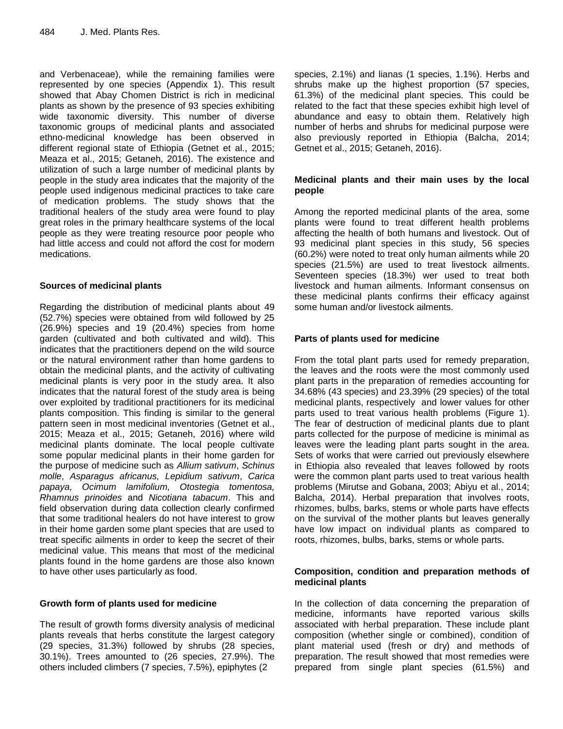and Verbenaceae), while the remaining families were represented by one species (Appendix 1). This result showed that Abay Chomen District is rich in medicinal plants as shown by the presence of 93 species exhibiting wide taxonomic diversity. This number of diverse taxonomic groups of medicinal plants and associated ethno-medicinal knowledge has been observed in different regional state of Ethiopia (Getnet et al., 2015; Meaza et al., 2015; Getaneh, 2016). The existence and utilization of such a large number of medicinal plants by people in the study area indicates that the majority of the people used indigenous medicinal practices to take care of medication problems. The study shows that the traditional healers of the study area were found to play great roles in the primary healthcare systems of the local people as they were treating resource poor people who had little access and could not afford the cost for modern medications.

## Sources of medicinal plants

Regarding the distribution of medicinal plants about 49 (52.7%) species were obtained from wild followed by 25 (26.9%) species and 19 (20.4%) species from home garden (cultivated and both cultivated and wild). This indicates that the practitioners depend on the wild source or the natural environment rather than home gardens to obtain the medicinal plants, and the activity of cultivating medicinal plants is very poor in the study area. It also indicates that the natural forest of the study area is being over exploited by traditional practitioners for its medicinal plants composition. This finding is similar to the general pattern seen in most medicinal inventories (Getnet et al., 2015; Meaza et al., 2015; Getaneh, 2016) where wild medicinal plants dominate. The local people cultivate some popular medicinal plants in their home garden for the purpose of medicine such as *Allium sativum*, *Schinus molle*, *Asparagus africanus, Lepidium sativum*, *Carica papaya, Ocimum lamifolium, Otostegia tomentosa, Rhamnus prinoides* and *Nicotiana tabacum*. This and field observation during data collection clearly confirmed that some traditional healers do not have interest to grow in their home garden some plant species that are used to treat specific ailments in order to keep the secret of their medicinal value. This means that most of the medicinal plants found in the home gardens are those also known to have other uses particularly as food.

## Growth form of plants used for medicine

The result of growth forms diversity analysis of medicinal plants reveals that herbs constitute the largest category (29 species, 31.3%) followed by shrubs (28 species, 30.1%). Trees amounted to (26 species, 27.9%). The others included climbers (7 species, 7.5%), epiphytes (2 species, 2.1%) and lianas (1 species, 1.1%). Herbs and shrubs make up the highest proportion (57 species, 61.3%) of the medicinal plant species. This could be related to the fact that these species exhibit high level of abundance and easy to obtain them. Relatively high number of herbs and shrubs for medicinal purpose were also previously reported in Ethiopia (Balcha, 2014; Getnet et al., 2015; Getaneh, 2016).

## Medicinal plants and their main uses by the local people

Among the reported medicinal plants of the area, some plants were found to treat different health problems affecting the health of both humans and livestock. Out of 93 medicinal plant species in this study, 56 species (60.2%) were noted to treat only human ailments while 20 species (21.5%) are used to treat livestock ailments. Seventeen species (18.3%) wer used to treat both livestock and human ailments. Informant consensus on these medicinal plants confirms their efficacy against some human and/or livestock ailments.

## Parts of plants used for medicine

From the total plant parts used for remedy preparation, the leaves and the roots were the most commonly used plant parts in the preparation of remedies accounting for 34.68% (43 species) and 23.39% (29 species) of the total medicinal plants, respectively and lower values for other parts used to treat various health problems (Figure 1). The fear of destruction of medicinal plants due to plant parts collected for the purpose of medicine is minimal as leaves were the leading plant parts sought in the area. Sets of works that were carried out previously elsewhere in Ethiopia also revealed that leaves followed by roots were the common plant parts used to treat various health problems (Mirutse and Gobana, 2003; Abiyu et al., 2014; Balcha, 2014). Herbal preparation that involves roots, rhizomes, bulbs, barks, stems or whole parts have effects on the survival of the mother plants but leaves generally have low impact on individual plants as compared to roots, rhizomes, bulbs, barks, stems or whole parts.

## Composition, condition and preparation methods of medicinal plants

In the collection of data concerning the preparation of medicine, informants have reported various skills associated with herbal preparation. These include plant composition (whether single or combined), condition of plant material used (fresh or dry) and methods of preparation. The result showed that most remedies were prepared from single plant species (61.5%) and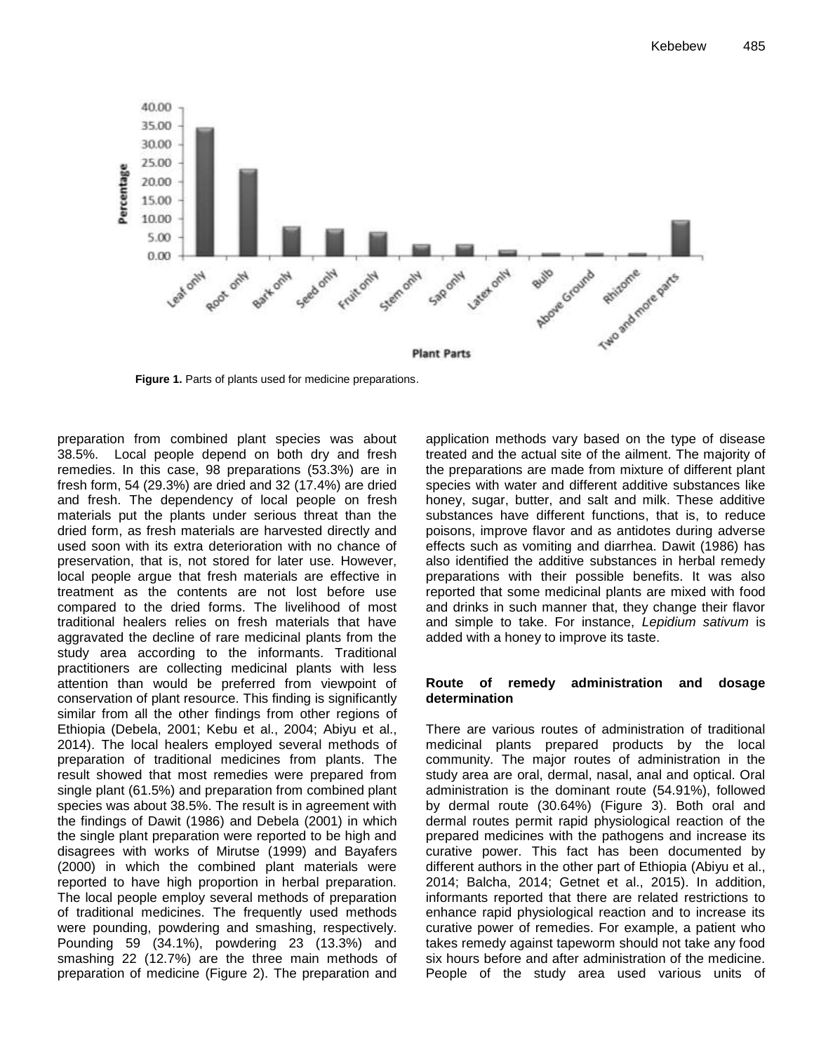**Figure 1.** Parts of plants used for medicine preparations.

preparation from combined plant species was about 38.5%. Local people depend on both dry and fresh remedies. In this case, 98 preparations (53.3%) are in fresh form, 54 (29.3%) are dried and 32 (17.4%) are dried and fresh. The dependency of local people on fresh materials put the plants under serious threat than the dried form, as fresh materials are harvested directly and used soon with its extra deterioration with no chance of preservation, that is, not stored for later use. However, local people argue that fresh materials are effective in treatment as the contents are not lost before use compared to the dried forms. The livelihood of most traditional healers relies on fresh materials that have aggravated the decline of rare medicinal plants from the study area according to the informants. Traditional practitioners are collecting medicinal plants with less attention than would be preferred from viewpoint of conservation of plant resource. This finding is significantly similar from all the other findings from other regions of Ethiopia (Debela, 2001; Kebu et al., 2004; Abiyu et al., 2014). The local healers employed several methods of preparation of traditional medicines from plants. The result showed that most remedies were prepared from single plant (61.5%) and preparation from combined plant species was about 38.5%. The result is in agreement with the findings of Dawit (1986) and Debela (2001) in which the single plant preparation were reported to be high and disagrees with works of Mirutse (1999) and Bayafers (2000) in which the combined plant materials were reported to have high proportion in herbal preparation. The local people employ several methods of preparation of traditional medicines. The frequently used methods were pounding, powdering and smashing, respectively. Pounding 59 (34.1%), powdering 23 (13.3%) and smashing 22 (12.7%) are the three main methods of preparation of medicine (Figure 2). The preparation and application methods vary based on the type of disease treated and the actual site of the ailment. The majority of the preparations are made from mixture of different plant species with water and different additive substances like honey, sugar, butter, and salt and milk. These additive substances have different functions, that is, to reduce poisons, improve flavor and as antidotes during adverse effects such as vomiting and diarrhea. Dawit (1986) has also identified the additive substances in herbal remedy preparations with their possible benefits. It was also reported that some medicinal plants are mixed with food and drinks in such manner that, they change their flavor and simple to take. For instance, *Lepidium sativum* is added with a honey to improve its taste.

## Route of remedy administration and dosage determination

There are various routes of administration of traditional medicinal plants prepared products by the local community. The major routes of administration in the study area are oral, dermal, nasal, anal and optical. Oral administration is the dominant route (54.91%), followed by dermal route (30.64%) (Figure 3). Both oral and dermal routes permit rapid physiological reaction of the prepared medicines with the pathogens and increase its curative power. This fact has been documented by different authors in the other part of Ethiopia (Abiyu et al., 2014; Balcha, 2014; Getnet et al., 2015). In addition, informants reported that there are related restrictions to enhance rapid physiological reaction and to increase its curative power of remedies. For example, a patient who takes remedy against tapeworm should not take any food six hours before and after administration of the medicine. People of the study area used various units of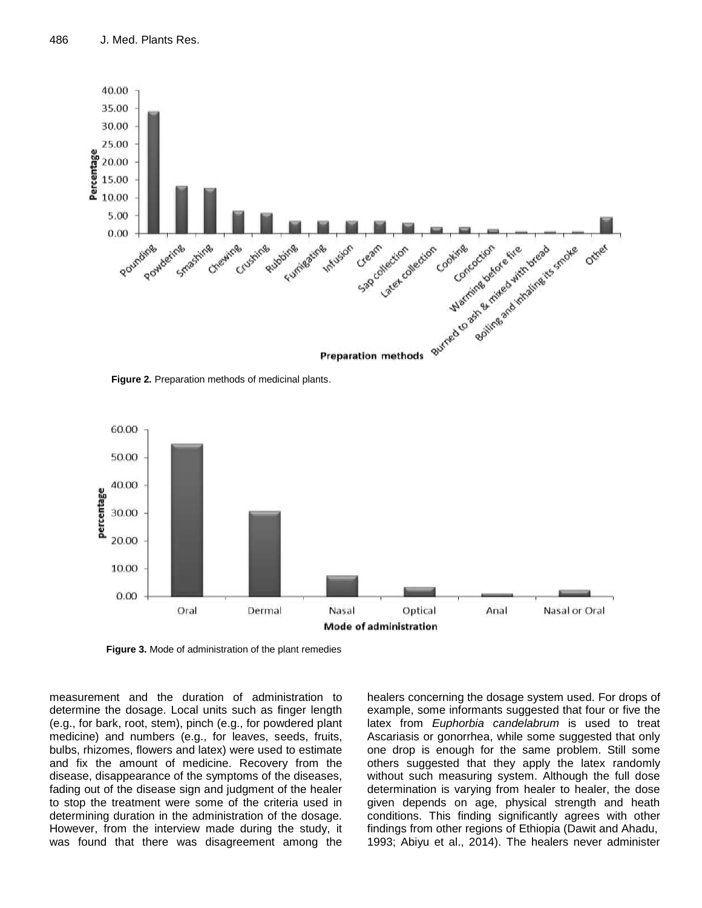Figure 2. Preparation methods of medicinal plants.

Figure 3. Mode of administration of the plant remedies

measurement and the duration of administration to determine the dosage. Local units such as finger length (e.g., for bark, root, stem), pinch (e.g., for powdered plant medicine) and numbers (e.g., for leaves, seeds, fruits, bulbs, rhizomes, flowers and latex) were used to estimate and fix the amount of medicine. Recovery from the disease, disappearance of the symptoms of the diseases, fading out of the disease sign and judgment of the healer to stop the treatment were some of the criteria used in determining duration in the administration of the dosage. However, from the interview made during the study, it was found that there was disagreement among the healers concerning the dosage system used. For drops of example, some informants suggested that four or five the latex from *Euphorbia candelabrum* is used to treat Ascariasis or gonorrhea, while some suggested that only one drop is enough for the same problem. Still some others suggested that they apply the latex randomly without such measuring system. Although the full dose determination is varying from healer to healer, the dose given depends on age, physical strength and heath conditions. This finding significantly agrees with other findings from other regions of Ethiopia (Dawit and Ahadu, 1993; Abiyu et al., 2014). The healers never administer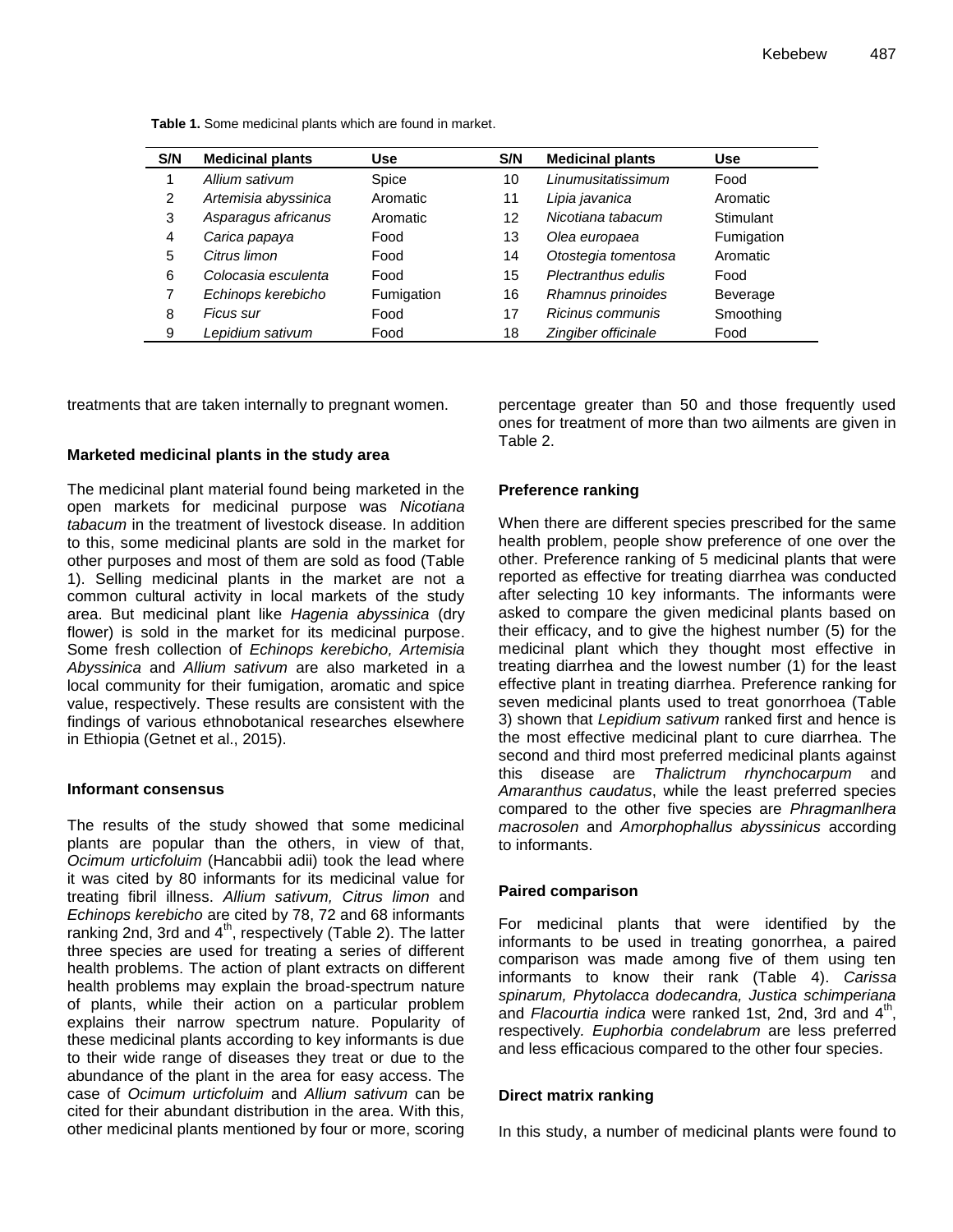**Table 1.** Some medicinal plants which are found in market.

| S/N | Medicinal plants | Use | S/N | Medicinal plants | Use |
|---|---|---|---|---|---|
| 1 | *Allium sativum* | Spice | 10 | *Linumusitatissimum* | Food |
| 2 | *Artemisia abyssinica* | Aromatic | 11 | *Lipia javanica* | Aromatic |
| 3 | *Asparagus africanus* | Aromatic | 12 | *Nicotiana tabacum* | Stimulant |
| 4 | *Carica papaya* | Food | 13 | *Olea europaea* | Fumigation |
| 5 | *Citrus limon* | Food | 14 | *Otostegia tomentosa* | Aromatic |
| 6 | *Colocasia esculenta* | Food | 15 | *Plectranthus edulis* | Food |
| 7 | *Echinops kerebicho* | Fumigation | 16 | *Rhamnus prinoides* | Beverage |
| 8 | *Ficus sur* | Food | 17 | *Ricinus communis* | Smoothing |
| 9 | *Lepidium sativum* | Food | 18 | *Zingiber officinale* | Food |

treatments that are taken internally to pregnant women.

### Marketed medicinal plants in the study area

The medicinal plant material found being marketed in the open markets for medicinal purpose was *Nicotiana tabacum* in the treatment of livestock disease. In addition to this, some medicinal plants are sold in the market for other purposes and most of them are sold as food (Table 1). Selling medicinal plants in the market are not a common cultural activity in local markets of the study area. But medicinal plant like *Hagenia abyssinica* (dry flower) is sold in the market for its medicinal purpose. Some fresh collection of *Echinops kerebicho, Artemisia Abyssinica* and *Allium sativum* are also marketed in a local community for their fumigation, aromatic and spice value, respectively. These results are consistent with the findings of various ethnobotanical researches elsewhere in Ethiopia (Getnet et al., 2015).

### Informant consensus

The results of the study showed that some medicinal plants are popular than the others, in view of that, *Ocimum urticfoluim* (Hancabbii adii) took the lead where it was cited by 80 informants for its medicinal value for treating fibril illness. *Allium sativum, Citrus limon* and *Echinops kerebicho* are cited by 78, 72 and 68 informants ranking 2nd, 3rd and 4$^{th}$, respectively (Table 2). The latter three species are used for treating a series of different health problems. The action of plant extracts on different health problems may explain the broad-spectrum nature of plants, while their action on a particular problem explains their narrow spectrum nature. Popularity of these medicinal plants according to key informants is due to their wide range of diseases they treat or due to the abundance of the plant in the area for easy access. The case of *Ocimum urticfoluim* and *Allium sativum* can be cited for their abundant distribution in the area. With this, other medicinal plants mentioned by four or more, scoring percentage greater than 50 and those frequently used ones for treatment of more than two ailments are given in Table 2.

### Preference ranking

When there are different species prescribed for the same health problem, people show preference of one over the other. Preference ranking of 5 medicinal plants that were reported as effective for treating diarrhea was conducted after selecting 10 key informants. The informants were asked to compare the given medicinal plants based on their efficacy, and to give the highest number (5) for the medicinal plant which they thought most effective in treating diarrhea and the lowest number (1) for the least effective plant in treating diarrhea. Preference ranking for seven medicinal plants used to treat gonorrhoea (Table 3) shown that *Lepidium sativum* ranked first and hence is the most effective medicinal plant to cure diarrhea. The second and third most preferred medicinal plants against this disease are *Thalictrum rhynchocarpum* and *Amaranthus caudatus*, while the least preferred species compared to the other five species are *Phragmanlhera macrosolen* and *Amorphophallus abyssinicus* according to informants.

### Paired comparison

For medicinal plants that were identified by the informants to be used in treating gonorrhea, a paired comparison was made among five of them using ten informants to know their rank (Table 4). *Carissa spinarum, Phytolacca dodecandra, Justica schimperiana* and *Flacourtia indica* were ranked 1st, 2nd, 3rd and 4$^{th}$, respectively. *Euphorbia condelabrum* are less preferred and less efficacious compared to the other four species.

### Direct matrix ranking

In this study, a number of medicinal plants were found to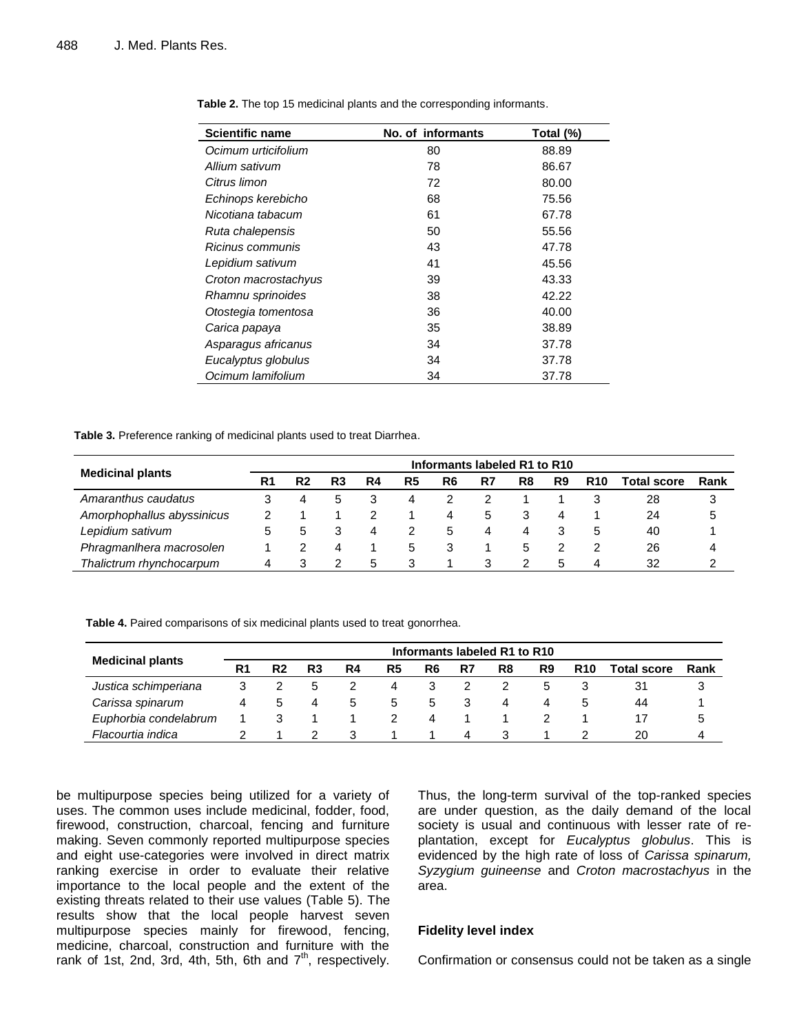**Table 2.** The top 15 medicinal plants and the corresponding informants.

| Scientific name | No. of informants | Total (%) |
|---|---|---|
| *Ocimum urticifolium* | 80 | 88.89 |
| *Allium sativum* | 78 | 86.67 |
| *Citrus limon* | 72 | 80.00 |
| *Echinops kerebicho* | 68 | 75.56 |
| *Nicotiana tabacum* | 61 | 67.78 |
| *Ruta chalepensis* | 50 | 55.56 |
| *Ricinus communis* | 43 | 47.78 |
| *Lepidium sativum* | 41 | 45.56 |
| *Croton macrostachyus* | 39 | 43.33 |
| *Rhamnu sprinoides* | 38 | 42.22 |
| *Otostegia tomentosa* | 36 | 40.00 |
| *Carica papaya* | 35 | 38.89 |
| *Asparagus africanus* | 34 | 37.78 |
| *Eucalyptus globulus* | 34 | 37.78 |
| *Ocimum lamifolium* | 34 | 37.78 |

**Table 3.** Preference ranking of medicinal plants used to treat Diarrhea.

| Medicinal plants | Informants labeled R1 to R10 | | | | | | | | | | | |
|---|---|---|---|---|---|---|---|---|---|---|---|---|
| | R1 | R2 | R3 | R4 | R5 | R6 | R7 | R8 | R9 | R10 | Total score | Rank |
| *Amaranthus caudatus* | 3 | 4 | 5 | 3 | 4 | 2 | 2 | 1 | 1 | 3 | 28 | 3 |
| *Amorphophallus abyssinicus* | 2 | 1 | 1 | 2 | 1 | 4 | 5 | 3 | 4 | 1 | 24 | 5 |
| *Lepidium sativum* | 5 | 5 | 3 | 4 | 2 | 5 | 4 | 4 | 3 | 5 | 40 | 1 |
| *Phragmanlhera macrosolen* | 1 | 2 | 4 | 1 | 5 | 3 | 1 | 5 | 2 | 2 | 26 | 4 |
| *Thalictrum rhynchocarpum* | 4 | 3 | 2 | 5 | 3 | 1 | 3 | 2 | 5 | 4 | 32 | 2 |

**Table 4.** Paired comparisons of six medicinal plants used to treat gonorrhea.

| Medicinal plants | Informants labeled R1 to R10 | | | | | | | | | | | |
|---|---|---|---|---|---|---|---|---|---|---|---|---|
| | R1 | R2 | R3 | R4 | R5 | R6 | R7 | R8 | R9 | R10 | Total score | Rank |
| *Justica schimperiana* | 3 | 2 | 5 | 2 | 4 | 3 | 2 | 2 | 5 | 3 | 31 | 3 |
| *Carissa spinarum* | 4 | 5 | 4 | 5 | 5 | 5 | 3 | 4 | 4 | 5 | 44 | 1 |
| *Euphorbia condelabrum* | 1 | 3 | 1 | 1 | 2 | 4 | 1 | 1 | 2 | 1 | 17 | 5 |
| *Flacourtia indica* | 2 | 1 | 2 | 3 | 1 | 1 | 4 | 3 | 1 | 2 | 20 | 4 |

be multipurpose species being utilized for a variety of uses. The common uses include medicinal, fodder, food, firewood, construction, charcoal, fencing and furniture making. Seven commonly reported multipurpose species and eight use-categories were involved in direct matrix ranking exercise in order to evaluate their relative importance to the local people and the extent of the existing threats related to their use values (Table 5). The results show that the local people harvest seven multipurpose species mainly for firewood, fencing, medicine, charcoal, construction and furniture with the rank of 1st, 2nd, 3rd, 4th, 5th, 6th and 7$^{th}$, respectively. Thus, the long-term survival of the top-ranked species are under question, as the daily demand of the local society is usual and continuous with lesser rate of re-plantation, except for *Eucalyptus globulus*. This is evidenced by the high rate of loss of *Carissa spinarum, Syzygium guineense* and *Croton macrostachyus* in the area.

### Fidelity level index

Confirmation or consensus could not be taken as a single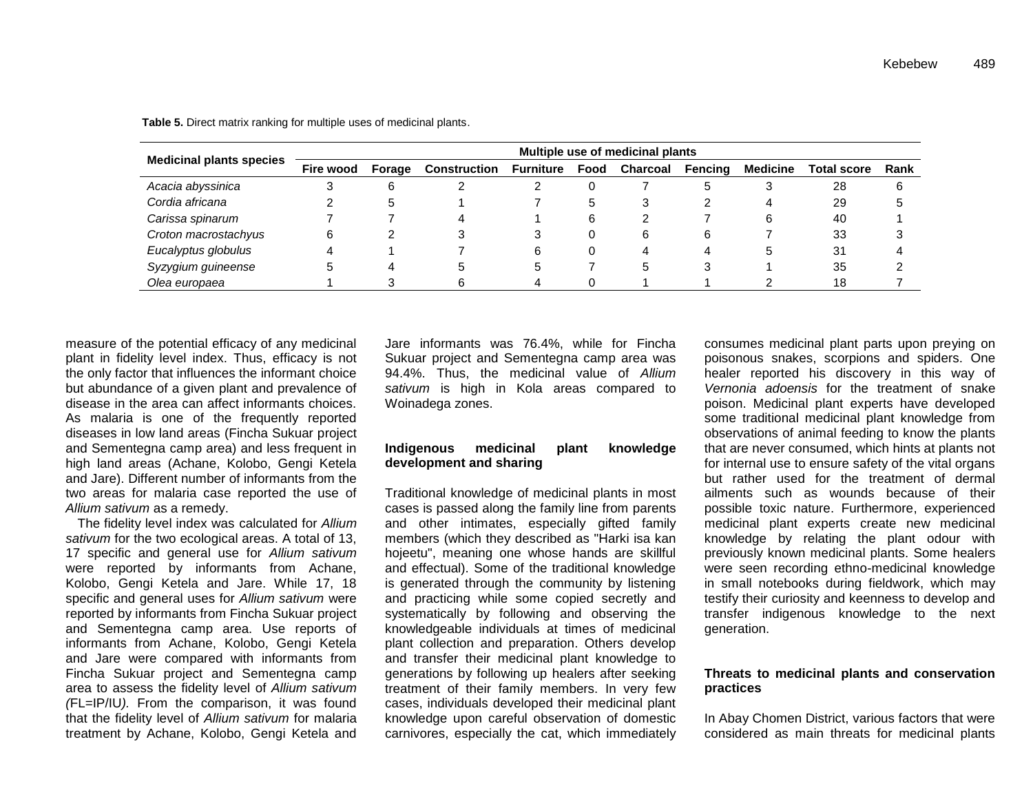**Table 5.** Direct matrix ranking for multiple uses of medicinal plants.

| Medicinal plants species | Multiple use of medicinal plants | | | | | | | | | |
|---|---|---|---|---|---|---|---|---|---|---|
| | Fire wood | Forage | Construction | Furniture | Food | Charcoal | Fencing | Medicine | Total score | Rank |
| *Acacia abyssinica* | 3 | 6 | 2 | 2 | 0 | 7 | 5 | 3 | 28 | 6 |
| *Cordia africana* | 2 | 5 | 1 | 7 | 5 | 3 | 2 | 4 | 29 | 5 |
| *Carissa spinarum* | 7 | 7 | 4 | 1 | 6 | 2 | 7 | 6 | 40 | 1 |
| *Croton macrostachyus* | 6 | 2 | 3 | 3 | 0 | 6 | 6 | 7 | 33 | 3 |
| *Eucalyptus globulus* | 4 | 1 | 7 | 6 | 0 | 4 | 4 | 5 | 31 | 4 |
| *Syzygium guineense* | 5 | 4 | 5 | 5 | 7 | 5 | 3 | 1 | 35 | 2 |
| *Olea europaea* | 1 | 3 | 6 | 4 | 0 | 1 | 1 | 2 | 18 | 7 |

measure of the potential efficacy of any medicinal plant in fidelity level index. Thus, efficacy is not the only factor that influences the informant choice but abundance of a given plant and prevalence of disease in the area can affect informants choices. As malaria is one of the frequently reported diseases in low land areas (Fincha Sukuar project and Sementegna camp area) and less frequent in high land areas (Achane, Kolobo, Gengi Ketela and Jare). Different number of informants from the two areas for malaria case reported the use of *Allium sativum* as a remedy.

The fidelity level index was calculated for *Allium sativum* for the two ecological areas. A total of 13, 17 specific and general use for *Allium sativum* were reported by informants from Achane, Kolobo, Gengi Ketela and Jare. While 17, 18 specific and general uses for *Allium sativum* were reported by informants from Fincha Sukuar project and Sementegna camp area. Use reports of informants from Achane, Kolobo, Gengi Ketela and Jare were compared with informants from Fincha Sukuar project and Sementegna camp area to assess the fidelity level of *Allium sativum (*FL=IP/IU*).* From the comparison, it was found that the fidelity level of *Allium sativum* for malaria treatment by Achane, Kolobo, Gengi Ketela and Jare informants was 76.4%, while for Fincha Sukuar project and Sementegna camp area was 94.4%. Thus, the medicinal value of *Allium sativum* is high in Kola areas compared to Woinadega zones.

### Indigenous medicinal plant knowledge development and sharing

Traditional knowledge of medicinal plants in most cases is passed along the family line from parents and other intimates, especially gifted family members (which they described as "Harki isa kan hojeetu", meaning one whose hands are skillful and effectual). Some of the traditional knowledge is generated through the community by listening and practicing while some copied secretly and systematically by following and observing the knowledgeable individuals at times of medicinal plant collection and preparation. Others develop and transfer their medicinal plant knowledge to generations by following up healers after seeking treatment of their family members. In very few cases, individuals developed their medicinal plant knowledge upon careful observation of domestic carnivores, especially the cat, which immediately consumes medicinal plant parts upon preying on poisonous snakes, scorpions and spiders. One healer reported his discovery in this way of *Vernonia adoensis* for the treatment of snake poison. Medicinal plant experts have developed some traditional medicinal plant knowledge from observations of animal feeding to know the plants that are never consumed, which hints at plants not for internal use to ensure safety of the vital organs but rather used for the treatment of dermal ailments such as wounds because of their possible toxic nature. Furthermore, experienced medicinal plant experts create new medicinal knowledge by relating the plant odour with previously known medicinal plants. Some healers were seen recording ethno-medicinal knowledge in small notebooks during fieldwork, which may testify their curiosity and keenness to develop and transfer indigenous knowledge to the next generation.

### Threats to medicinal plants and conservation practices

In Abay Chomen District, various factors that were considered as main threats for medicinal plants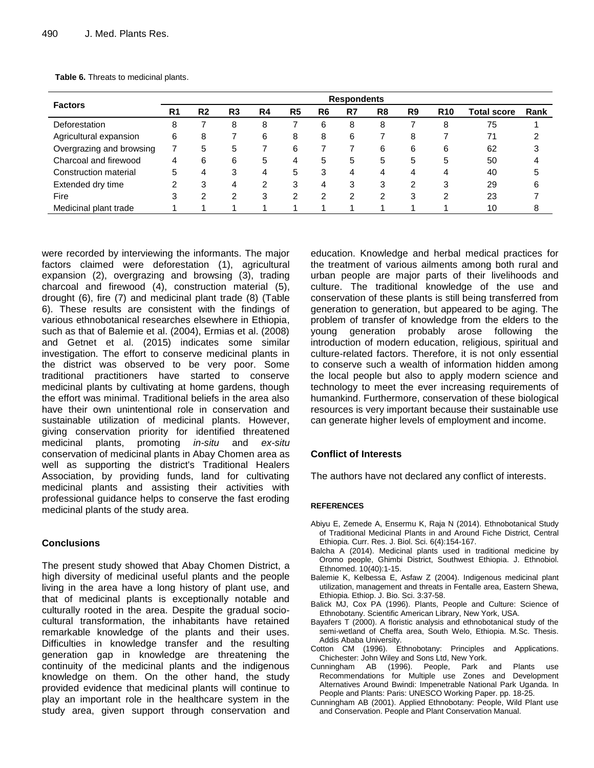**Table 6.** Threats to medicinal plants.

| Factors | Respondents | | | | | | | | | | | |
|---|---|---|---|---|---|---|---|---|---|---|---|---|
| | R1 | R2 | R3 | R4 | R5 | R6 | R7 | R8 | R9 | R10 | Total score | Rank |
| Deforestation | 8 | 7 | 8 | 8 | 7 | 6 | 8 | 8 | 7 | 8 | 75 | 1 |
| Agricultural expansion | 6 | 8 | 7 | 6 | 8 | 8 | 6 | 7 | 8 | 7 | 71 | 2 |
| Overgrazing and browsing | 7 | 5 | 5 | 7 | 6 | 7 | 7 | 6 | 6 | 6 | 62 | 3 |
| Charcoal and firewood | 4 | 6 | 6 | 5 | 4 | 5 | 5 | 5 | 5 | 5 | 50 | 4 |
| Construction material | 5 | 4 | 3 | 4 | 5 | 3 | 4 | 4 | 4 | 4 | 40 | 5 |
| Extended dry time | 2 | 3 | 4 | 2 | 3 | 4 | 3 | 3 | 2 | 3 | 29 | 6 |
| Fire | 3 | 2 | 2 | 3 | 2 | 2 | 2 | 2 | 3 | 2 | 23 | 7 |
| Medicinal plant trade | 1 | 1 | 1 | 1 | 1 | 1 | 1 | 1 | 1 | 1 | 10 | 8 |

were recorded by interviewing the informants. The major factors claimed were deforestation (1), agricultural expansion (2), overgrazing and browsing (3), trading charcoal and firewood (4), construction material (5), drought (6), fire (7) and medicinal plant trade (8) (Table 6). These results are consistent with the findings of various ethnobotanical researches elsewhere in Ethiopia, such as that of Balemie et al. (2004), Ermias et al. (2008) and Getnet et al. (2015) indicates some similar investigation. The effort to conserve medicinal plants in the district was observed to be very poor. Some traditional practitioners have started to conserve medicinal plants by cultivating at home gardens, though the effort was minimal. Traditional beliefs in the area also have their own unintentional role in conservation and sustainable utilization of medicinal plants. However, giving conservation priority for identified threatened medicinal plants, promoting *in-situ* and *ex-situ* conservation of medicinal plants in Abay Chomen area as well as supporting the district's Traditional Healers Association, by providing funds, land for cultivating medicinal plants and assisting their activities with professional guidance helps to conserve the fast eroding medicinal plants of the study area.

## Conclusions

The present study showed that Abay Chomen District, a high diversity of medicinal useful plants and the people living in the area have a long history of plant use, and that of medicinal plants is exceptionally notable and culturally rooted in the area. Despite the gradual socio-cultural transformation, the inhabitants have retained remarkable knowledge of the plants and their uses. Difficulties in knowledge transfer and the resulting generation gap in knowledge are threatening the continuity of the medicinal plants and the indigenous knowledge on them. On the other hand, the study provided evidence that medicinal plants will continue to play an important role in the healthcare system in the study area, given support through conservation and education. Knowledge and herbal medical practices for the treatment of various ailments among both rural and urban people are major parts of their livelihoods and culture. The traditional knowledge of the use and conservation of these plants is still being transferred from generation to generation, but appeared to be aging. The problem of transfer of knowledge from the elders to the young generation probably arose following the introduction of modern education, religious, spiritual and culture-related factors. Therefore, it is not only essential to conserve such a wealth of information hidden among the local people but also to apply modern science and technology to meet the ever increasing requirements of humankind. Furthermore, conservation of these biological resources is very important because their sustainable use can generate higher levels of employment and income.

## Conflict of Interests

The authors have not declared any conflict of interests.

## REFERENCES

Abiyu E, Zemede A, Ensermu K, Raja N (2014). Ethnobotanical Study of Traditional Medicinal Plants in and Around Fiche District, Central Ethiopia. Curr. Res. J. Biol. Sci. 6(4):154-167.

Balcha A (2014). Medicinal plants used in traditional medicine by Oromo people, Ghimbi District, Southwest Ethiopia. J. Ethnobiol. Ethnomed. 10(40):1-15.

Balemie K, Kelbessa E, Asfaw Z (2004). Indigenous medicinal plant utilization, management and threats in Fentalle area, Eastern Shewa, Ethiopia. Ethiop. J. Bio. Sci. 3:37-58.

Balick MJ, Cox PA (1996). Plants, People and Culture: Science of Ethnobotany. Scientific American Library, New York, USA.

Bayafers T (2000). A floristic analysis and ethnobotanical study of the semi-wetland of Cheffa area, South Welo, Ethiopia. M.Sc. Thesis. Addis Ababa University.

Cotton CM (1996). Ethnobotany: Principles and Applications. Chichester: John Wiley and Sons Ltd, New York.

Cunningham AB (1996). People, Park and Plants use Recommendations for Multiple use Zones and Development Alternatives Around Bwindi: Impenetrable National Park Uganda. In People and Plants: Paris: UNESCO Working Paper. pp. 18-25.

Cunningham AB (2001). Applied Ethnobotany: People, Wild Plant use and Conservation. People and Plant Conservation Manual.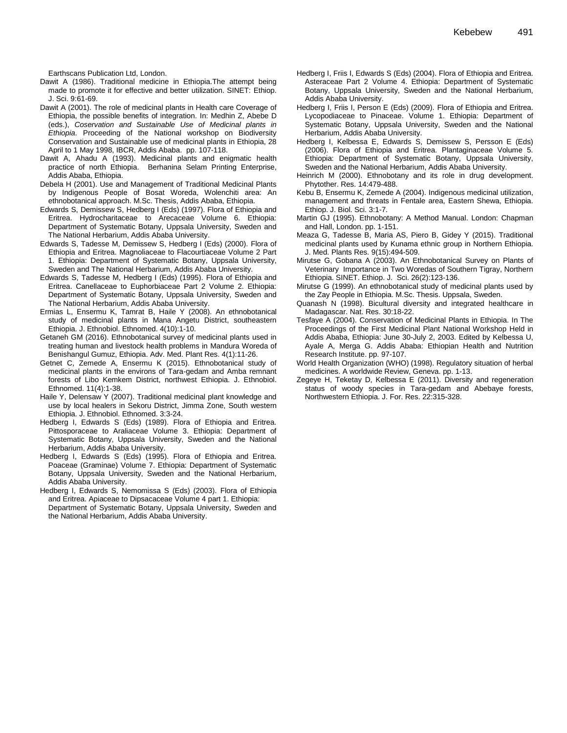Earthscans Publication Ltd, London.

Dawit A (1986). Traditional medicine in Ethiopia.The attempt being made to promote it for effective and better utilization. SINET: Ethiop. J. Sci. 9:61-69.

Dawit A (2001). The role of medicinal plants in Health care Coverage of Ethiopia, the possible benefits of integration. In: Medhin Z, Abebe D (eds.), *Coservation and Sustainable Use of Medicinal plants in Ethiopia*. Proceeding of the National workshop on Biodiversity Conservation and Sustainable use of medicinal plants in Ethiopia, 28 April to 1 May 1998, IBCR, Addis Ababa. pp. 107-118.

Dawit A, Ahadu A (1993). Medicinal plants and enigmatic health practice of north Ethiopia. Berhanina Selam Printing Enterprise, Addis Ababa, Ethiopia.

Debela H (2001). Use and Management of Traditional Medicinal Plants by Indigenous People of Bosat Woreda, Wolenchiti area: An ethnobotanical approach. M.Sc. Thesis, Addis Ababa, Ethiopia.

Edwards S, Demissew S, Hedberg I (Eds) (1997). Flora of Ethiopia and Eritrea. Hydrocharitaceae to Arecaceae Volume 6. Ethiopia: Department of Systematic Botany, Uppsala University, Sweden and The National Herbarium, Addis Ababa University.

Edwards S, Tadesse M, Demissew S, Hedberg I (Eds) (2000). Flora of Ethiopia and Eritrea. Magnoliaceae to Flacourtiaceae Volume 2 Part 1. Ethiopia: Department of Systematic Botany, Uppsala University, Sweden and The National Herbarium, Addis Ababa University.

Edwards S, Tadesse M, Hedberg I (Eds) (1995). Flora of Ethiopia and Eritrea. Canellaceae to Euphorbiaceae Part 2 Volume 2. Ethiopia: Department of Systematic Botany, Uppsala University, Sweden and The National Herbarium, Addis Ababa University.

Ermias L, Ensermu K, Tamrat B, Haile Y (2008). An ethnobotanical study of medicinal plants in Mana Angetu District, southeastern Ethiopia. J. Ethnobiol. Ethnomed. 4(10):1-10.

Getaneh GM (2016). Ethnobotanical survey of medicinal plants used in treating human and livestock health problems in Mandura Woreda of Benishangul Gumuz, Ethiopia. Adv. Med. Plant Res. 4(1):11-26.

Getnet C, Zemede A, Ensermu K (2015). Ethnobotanical study of medicinal plants in the environs of Tara-gedam and Amba remnant forests of Libo Kemkem District, northwest Ethiopia. J. Ethnobiol. Ethnomed. 11(4):1-38.

Haile Y, Delensaw Y (2007). Traditional medicinal plant knowledge and use by local healers in Sekoru District, Jimma Zone, South western Ethiopia. J. Ethnobiol. Ethnomed. 3:3-24.

Hedberg I, Edwards S (Eds) (1989). Flora of Ethiopia and Eritrea. Pittosporaceae to Araliaceae Volume 3. Ethiopia: Department of Systematic Botany, Uppsala University, Sweden and the National Herbarium, Addis Ababa University.

Hedberg I, Edwards S (Eds) (1995). Flora of Ethiopia and Eritrea. Poaceae (Graminae) Volume 7. Ethiopia: Department of Systematic Botany, Uppsala University, Sweden and the National Herbarium, Addis Ababa University.

Hedberg I, Edwards S, Nemomissa S (Eds) (2003). Flora of Ethiopia and Eritrea. Apiaceae to Dipsacaceae Volume 4 part 1. Ethiopia: Department of Systematic Botany, Uppsala University, Sweden and the National Herbarium, Addis Ababa University.

Hedberg I, Friis I, Edwards S (Eds) (2004). Flora of Ethiopia and Eritrea. Asteraceae Part 2 Volume 4. Ethiopia: Department of Systematic Botany, Uppsala University, Sweden and the National Herbarium, Addis Ababa University.

Hedberg I, Friis I, Person E (Eds) (2009). Flora of Ethiopia and Eritrea. Lycopodiaceae to Pinaceae. Volume 1. Ethiopia: Department of Systematic Botany, Uppsala University, Sweden and the National Herbarium, Addis Ababa University.

Hedberg I, Kelbessa E, Edwards S, Demissew S, Persson E (Eds) (2006). Flora of Ethiopia and Eritrea. Plantaginaceae Volume 5. Ethiopia: Department of Systematic Botany, Uppsala University, Sweden and the National Herbarium, Addis Ababa University.

Heinrich M (2000). Ethnobotany and its role in drug development. Phytother. Res. 14:479-488.

Kebu B, Ensermu K, Zemede A (2004). Indigenous medicinal utilization, management and threats in Fentale area, Eastern Shewa, Ethiopia. Ethiop. J. Biol. Sci. 3:1-7.

Martin GJ (1995). Ethnobotany: A Method Manual. London: Chapman and Hall, London. pp. 1-151.

Meaza G, Tadesse B, Maria AS, Piero B, Gidey Y (2015). Traditional medicinal plants used by Kunama ethnic group in Northern Ethiopia. J. Med. Plants Res. 9(15):494-509.

Mirutse G, Gobana A (2003). An Ethnobotanical Survey on Plants of Veterinary Importance in Two Woredas of Southern Tigray, Northern Ethiopia. SINET. Ethiop. J. Sci. 26(2):123-136.

Mirutse G (1999). An ethnobotanical study of medicinal plants used by the Zay People in Ethiopia. M.Sc. Thesis. Uppsala, Sweden.

Quanash N (1998). Bicultural diversity and integrated healthcare in Madagascar. Nat. Res. 30:18-22.

Tesfaye A (2004). Conservation of Medicinal Plants in Ethiopia. In The Proceedings of the First Medicinal Plant National Workshop Held in Addis Ababa, Ethiopia: June 30-July 2, 2003. Edited by Kelbessa U, Ayale A, Merga G. Addis Ababa: Ethiopian Health and Nutrition Research Institute. pp. 97-107.

World Health Organization (WHO) (1998). Regulatory situation of herbal medicines. A worldwide Review, Geneva. pp. 1-13.

Zegeye H, Teketay D, Kelbessa E (2011). Diversity and regeneration status of woody species in Tara-gedam and Abebaye forests, Northwestern Ethiopia. J. For. Res. 22:315-328.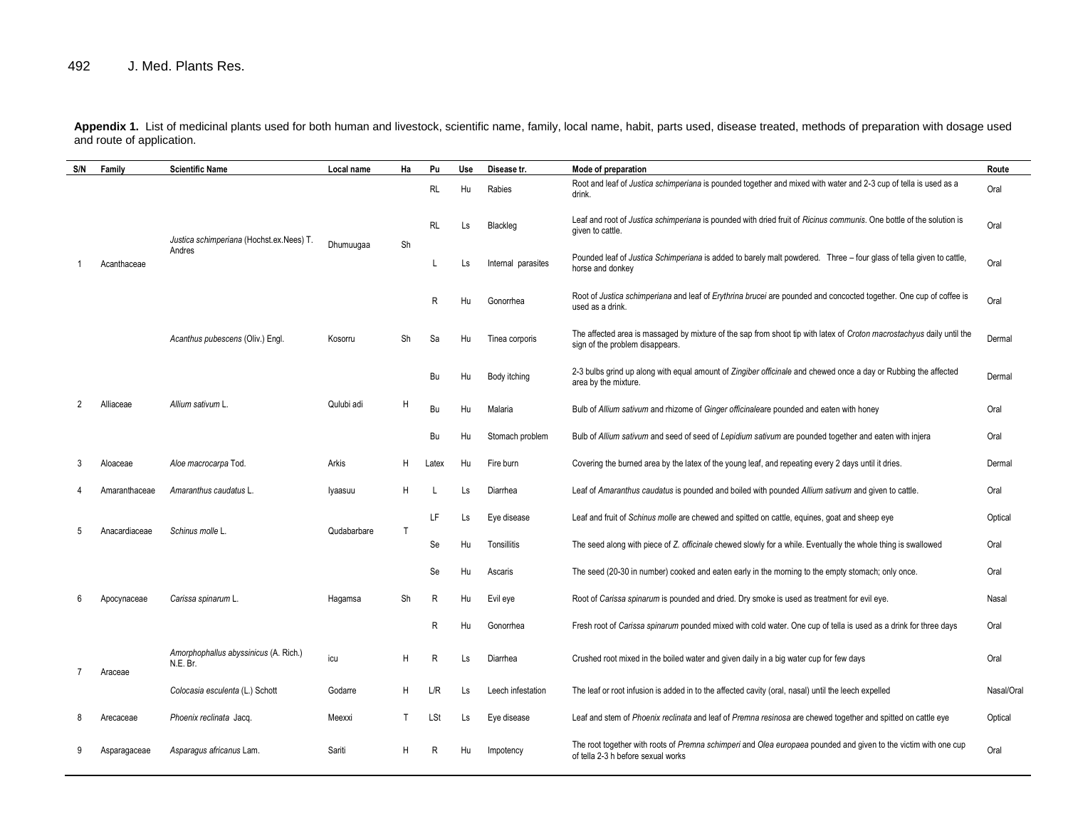**Appendix 1.** List of medicinal plants used for both human and livestock, scientific name, family, local name, habit, parts used, disease treated, methods of preparation with dosage used and route of application.

| S/N | Family | Scientific Name | Local name | Ha | Pu | Use | Disease tr. | Mode of preparation | Route |
|---|---|---|---|---|---|---|---|---|---|
| 1 | Acanthaceae | *Justica schimperiana* (Hochst.ex.Nees) T. Andres | Dhumuugaa | Sh | RL | Hu | Rabies | Root and leaf of *Justica schimperiana* is pounded together and mixed with water and 2-3 cup of tella is used as a drink. | Oral |
| | | | | | RL | Ls | Blackleg | Leaf and root of *Justica schimperiana* is pounded with dried fruit of *Ricinus communis*. One bottle of the solution is given to cattle. | Oral |
| | | | | | L | Ls | Internal parasites | Pounded leaf of *Justica Schimperiana* is added to barely malt powdered. Three – four glass of tella given to cattle, horse and donkey | Oral |
| | | | | | R | Hu | Gonorrhea | Root of *Justica schimperiana* and leaf of *Erythrina brucei* are pounded and concocted together. One cup of coffee is used as a drink. | Oral |
| | | *Acanthus pubescens* (Oliv.) Engl. | Kosorru | Sh | Sa | Hu | Tinea corporis | The affected area is massaged by mixture of the sap from shoot tip with latex of *Croton macrostachyus* daily until the sign of the problem disappears. | Dermal |
| 2 | Alliaceae | *Allium sativum* L. | Qulubi adi | H | Bu | Hu | Body itching | 2-3 bulbs grind up along with equal amount of *Zingiber officinale* and chewed once a day or Rubbing the affected area by the mixture. | Dermal |
| | | | | | Bu | Hu | Malaria | Bulb of *Allium sativum* and rhizome of *Ginger officinale*are pounded and eaten with honey | Oral |
| | | | | | Bu | Hu | Stomach problem | Bulb of *Allium sativum* and seed of seed of *Lepidium sativum* are pounded together and eaten with injera | Oral |
| 3 | Aloaceae | *Aloe macrocarpa* Tod. | Arkis | H | Latex | Hu | Fire burn | Covering the burned area by the latex of the young leaf, and repeating every 2 days until it dries. | Dermal |
| 4 | Amaranthaceae | *Amaranthus caudatus* L. | Iyaasuu | H | L | Ls | Diarrhea | Leaf of *Amaranthus caudatus* is pounded and boiled with pounded *Allium sativum* and given to cattle. | Oral |
| 5 | Anacardiaceae | *Schinus molle* L. | Qudabarbare | T | LF | Ls | Eye disease | Leaf and fruit of *Schinus molle* are chewed and spitted on cattle, equines, goat and sheep eye | Optical |
| | | | | | Se | Hu | Tonsillitis | The seed along with piece of *Z. officinale* chewed slowly for a while. Eventually the whole thing is swallowed | Oral |
| | | | | | Se | Hu | Ascaris | The seed (20-30 in number) cooked and eaten early in the morning to the empty stomach; only once. | Oral |
| 6 | Apocynaceae | *Carissa spinarum* L. | Hagamsa | Sh | R | Hu | Evil eye | Root of *Carissa spinarum* is pounded and dried. Dry smoke is used as treatment for evil eye. | Nasal |
| | | | | | R | Hu | Gonorrhea | Fresh root of *Carissa spinarum* pounded mixed with cold water. One cup of tella is used as a drink for three days | Oral |
| 7 | Araceae | *Amorphophallus abyssinicus* (A. Rich.) N.E. Br. | icu | H | R | Ls | Diarrhea | Crushed root mixed in the boiled water and given daily in a big water cup for few days | Oral |
| | | *Colocasia esculenta* (L.) Schott | Godarre | H | L/R | Ls | Leech infestation | The leaf or root infusion is added in to the affected cavity (oral, nasal) until the leech expelled | Nasal/Oral |
| 8 | Arecaceae | *Phoenix reclinata* Jacq. | Meexxi | T | LSt | Ls | Eye disease | Leaf and stem of *Phoenix reclinata* and leaf of *Premna resinosa* are chewed together and spitted on cattle eye | Optical |
| 9 | Asparagaceae | *Asparagus africanus* Lam. | Sariti | H | R | Hu | Impotency | The root together with roots of *Premna schimperi* and *Olea europaea* pounded and given to the victim with one cup of tella 2-3 h before sexual works | Oral |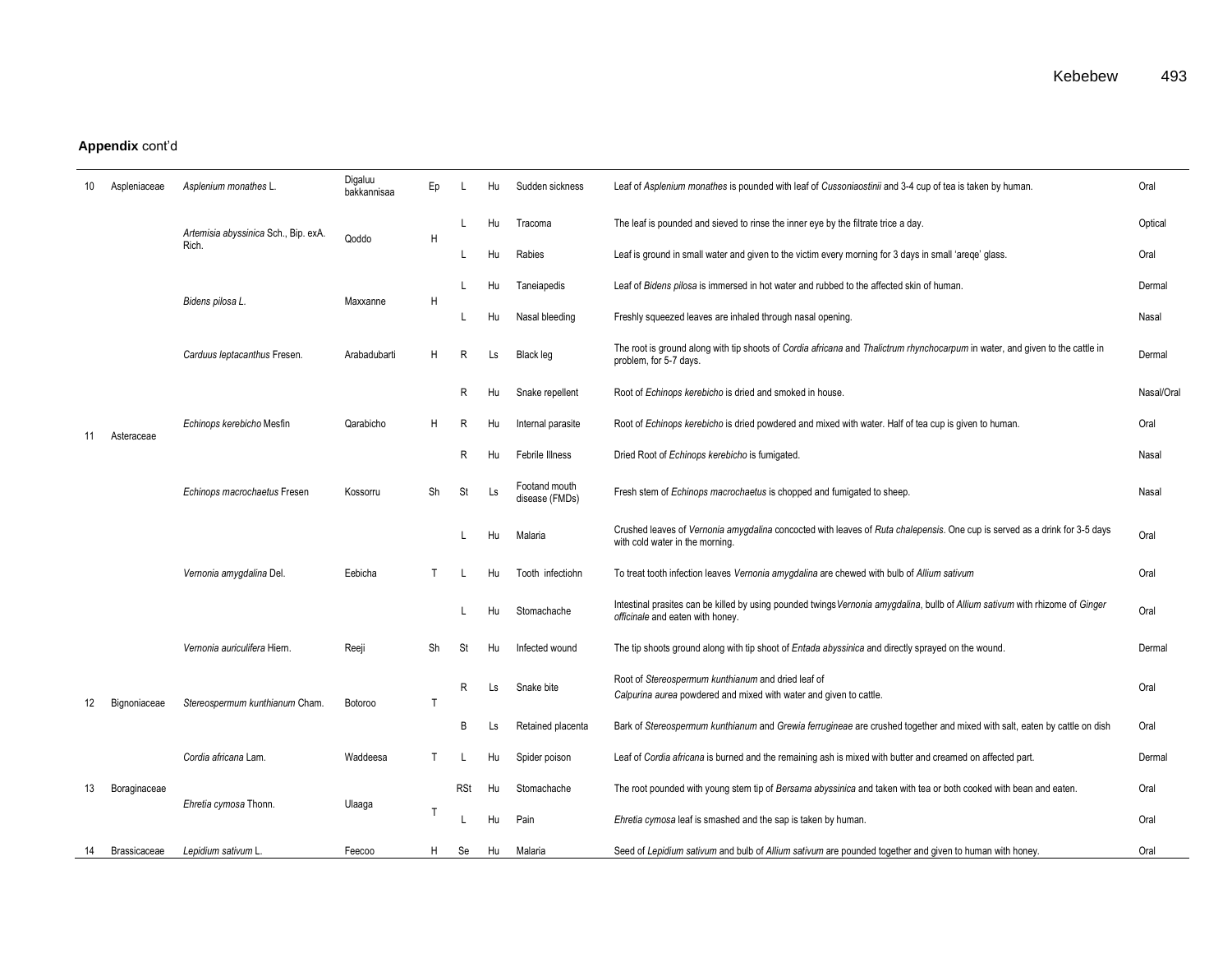**Appendix** cont'd

| No. | Family | Scientific name | Local name | Habit | Part | Use | Disease | Preparation | Route |
|---|---|---|---|---|---|---|---|---|---|
| 10 | Aspleniaceae | *Asplenium monathes* L. | Digaluu bakkannisaa | Ep | L | Hu | Sudden sickness | Leaf of *Asplenium monathes* is pounded with leaf of *Cussoniaostinii* and 3-4 cup of tea is taken by human. | Oral |
| 11 | Asteraceae | *Artemisia abyssinica* Sch., Bip. exA. Rich. | Qoddo | H | L | Hu | Tracoma | The leaf is pounded and sieved to rinse the inner eye by the filtrate trice a day. | Optical |
| | | | | | L | Hu | Rabies | Leaf is ground in small water and given to the victim every morning for 3 days in small 'areqe' glass. | Oral |
| | | *Bidens pilosa L.* | Maxxanne | H | L | Hu | Taneiapedis | Leaf of *Bidens pilosa* is immersed in hot water and rubbed to the affected skin of human. | Dermal |
| | | | | | L | Hu | Nasal bleeding | Freshly squeezed leaves are inhaled through nasal opening. | Nasal |
| | | *Carduus leptacanthus* Fresen. | Arabadubarti | H | R | Ls | Black leg | The root is ground along with tip shoots of *Cordia africana* and *Thalictrum rhynchocarpum* in water, and given to the cattle in problem, for 5-7 days. | Dermal |
| | | *Echinops kerebicho* Mesfin | Qarabicho | H | R | Hu | Snake repellent | Root of *Echinops kerebicho* is dried and smoked in house. | Nasal/Oral |
| | | | | | R | Hu | Internal parasite | Root of *Echinops kerebicho* is dried powdered and mixed with water. Half of tea cup is given to human. | Oral |
| | | | | | R | Hu | Febrile Illness | Dried Root of *Echinops kerebicho* is fumigated. | Nasal |
| | | *Echinops macrochaetus* Fresen | Kossorru | Sh | St | Ls | Footand mouth disease (FMDs) | Fresh stem of *Echinops macrochaetus* is chopped and fumigated to sheep. | Nasal |
| | | *Vernonia amygdalina* Del. | Eebicha | T | L | Hu | Malaria | Crushed leaves of *Vernonia amygdalina* concocted with leaves of *Ruta chalepensis*. One cup is served as a drink for 3-5 days with cold water in the morning. | Oral |
| | | | | | L | Hu | Tooth infectiohn | To treat tooth infection leaves *Vernonia amygdalina* are chewed with bulb of *Allium sativum* | Oral |
| | | | | | L | Hu | Stomachache | Intestinal prasites can be killed by using pounded twings*Vernonia amygdalina*, bullb of *Allium sativum* with rhizome of *Ginger officinale* and eaten with honey. | Oral |
| | | *Vernonia auriculifera* Hiern. | Reeji | Sh | St | Hu | Infected wound | The tip shoots ground along with tip shoot of *Entada abyssinica* and directly sprayed on the wound. | Dermal |
| 12 | Bignoniaceae | *Stereospermum kunthianum* Cham. | Botoroo | T | R | Ls | Snake bite | Root of *Stereospermum kunthianum* and dried leaf of *Calpurina aurea* powdered and mixed with water and given to cattle. | Oral |
| | | | | | B | Ls | Retained placenta | Bark of *Stereospermum kunthianum* and *Grewia ferrugineae* are crushed together and mixed with salt, eaten by cattle on dish | Oral |
| 13 | Boraginaceae | *Cordia africana* Lam. | Waddeesa | T | L | Hu | Spider poison | Leaf of *Cordia africana* is burned and the remaining ash is mixed with butter and creamed on affected part. | Dermal |
| | | *Ehretia cymosa* Thonn. | Ulaaga | T | RSt | Hu | Stomachache | The root pounded with young stem tip of *Bersama abyssinica* and taken with tea or both cooked with bean and eaten. | Oral |
| | | | | | L | Hu | Pain | *Ehretia cymosa* leaf is smashed and the sap is taken by human. | Oral |
| 14 | Brassicaceae | *Lepidium sativum* L. | Feecoo | H | Se | Hu | Malaria | Seed of *Lepidium sativum* and bulb of *Allium sativum* are pounded together and given to human with honey. | Oral |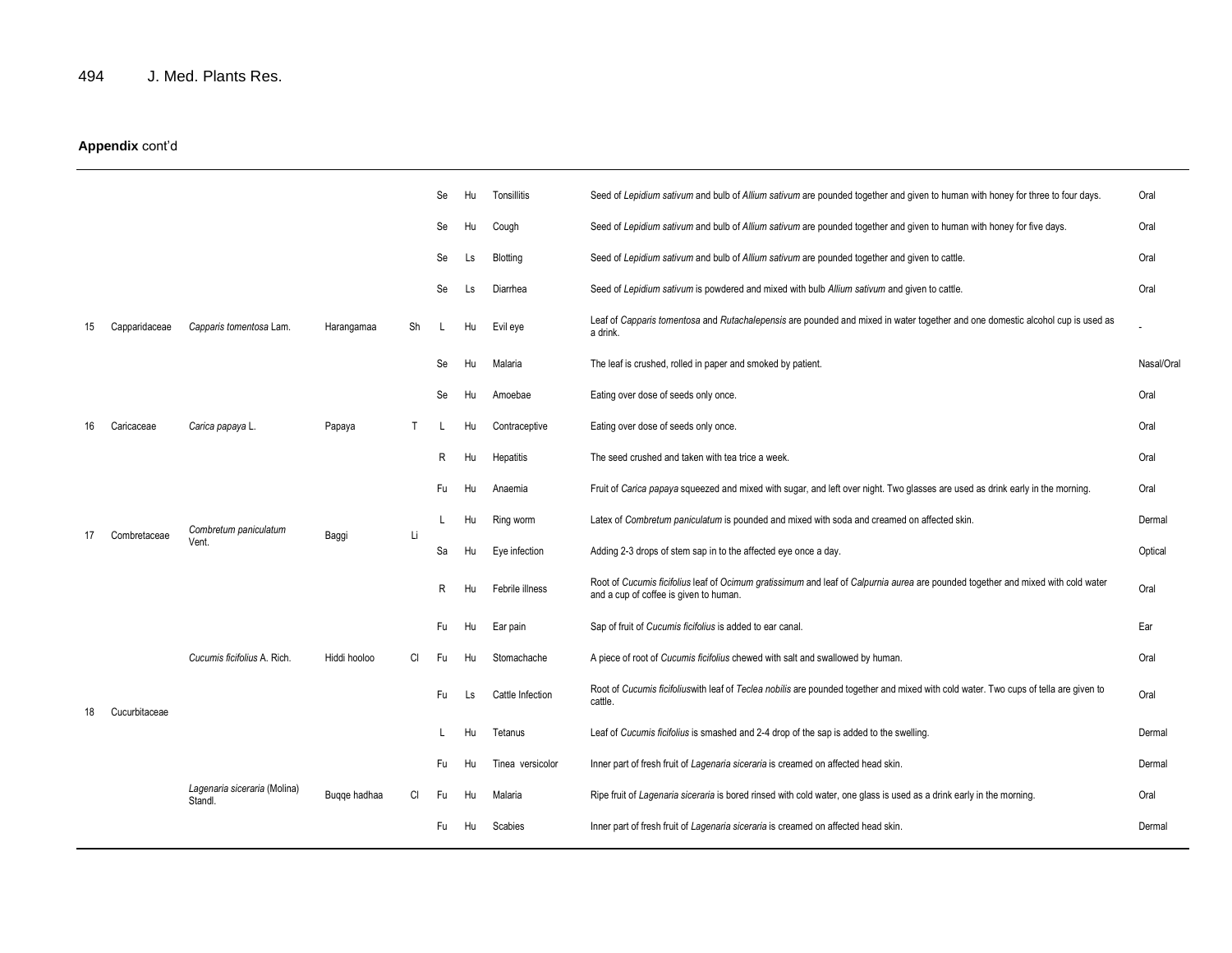**Appendix** cont'd

| | | | | | | | | | |
|---|---|---|---|---|---|---|---|---|---|
| | | | | | Se | Hu | Tonsillitis | Seed of *Lepidium sativum* and bulb of *Allium sativum* are pounded together and given to human with honey for three to four days. | Oral |
| | | | | | Se | Hu | Cough | Seed of *Lepidium sativum* and bulb of *Allium sativum* are pounded together and given to human with honey for five days. | Oral |
| | | | | | Se | Ls | Blotting | Seed of *Lepidium sativum* and bulb of *Allium sativum* are pounded together and given to cattle. | Oral |
| | | | | | Se | Ls | Diarrhea | Seed of *Lepidium sativum* is powdered and mixed with bulb *Allium sativum* and given to cattle. | Oral |
| 15 | Capparidaceae | *Capparis tomentosa* Lam. | Harangamaa | Sh | L | Hu | Evil eye | Leaf of *Capparis tomentosa* and *Rutachalepensis* are pounded and mixed in water together and one domestic alcohol cup is used as a drink. | - |
| | | | | | Se | Hu | Malaria | The leaf is crushed, rolled in paper and smoked by patient. | Nasal/Oral |
| | | | | | Se | Hu | Amoebae | Eating over dose of seeds only once. | Oral |
| 16 | Caricaceae | *Carica papaya* L. | Papaya | T | L | Hu | Contraceptive | Eating over dose of seeds only once. | Oral |
| | | | | | R | Hu | Hepatitis | The seed crushed and taken with tea trice a week. | Oral |
| | | | | | Fu | Hu | Anaemia | Fruit of *Carica papaya* squeezed and mixed with sugar, and left over night. Two glasses are used as drink early in the morning. | Oral |
| 17 | Combretaceae | *Combretum paniculatum* Vent. | Baggi | Li | L | Hu | Ring worm | Latex of *Combretum paniculatum* is pounded and mixed with soda and creamed on affected skin. | Dermal |
| | | | | | Sa | Hu | Eye infection | Adding 2-3 drops of stem sap in to the affected eye once a day. | Optical |
| 18 | Cucurbitaceae | *Cucumis ficifolius* A. Rich. | Hiddi hooloo | Cl | R | Hu | Febrile illness | Root of *Cucumis ficifolius* leaf of *Ocimum gratissimum* and leaf of *Calpurnia aurea* are pounded together and mixed with cold water and a cup of coffee is given to human. | Oral |
| | | | | | Fu | Hu | Ear pain | Sap of fruit of *Cucumis ficifolius* is added to ear canal. | Ear |
| | | | | | Fu | Hu | Stomachache | A piece of root of *Cucumis ficifolius* chewed with salt and swallowed by human. | Oral |
| | | | | | Fu | Ls | Cattle Infection | Root of *Cucumis ficifolius*with leaf of *Teclea nobilis* are pounded together and mixed with cold water. Two cups of tella are given to cattle. | Oral |
| | | | | | L | Hu | Tetanus | Leaf of *Cucumis ficifolius* is smashed and 2-4 drop of the sap is added to the swelling. | Dermal |
| | | *Lagenaria siceraria* (Molina) Standl. | Buqqe hadhaa | Cl | Fu | Hu | Tinea versicolor | Inner part of fresh fruit of *Lagenaria siceraria* is creamed on affected head skin. | Dermal |
| | | | | | Fu | Hu | Malaria | Ripe fruit of *Lagenaria siceraria* is bored rinsed with cold water, one glass is used as a drink early in the morning. | Oral |
| | | | | | Fu | Hu | Scabies | Inner part of fresh fruit of *Lagenaria siceraria* is creamed on affected head skin. | Dermal |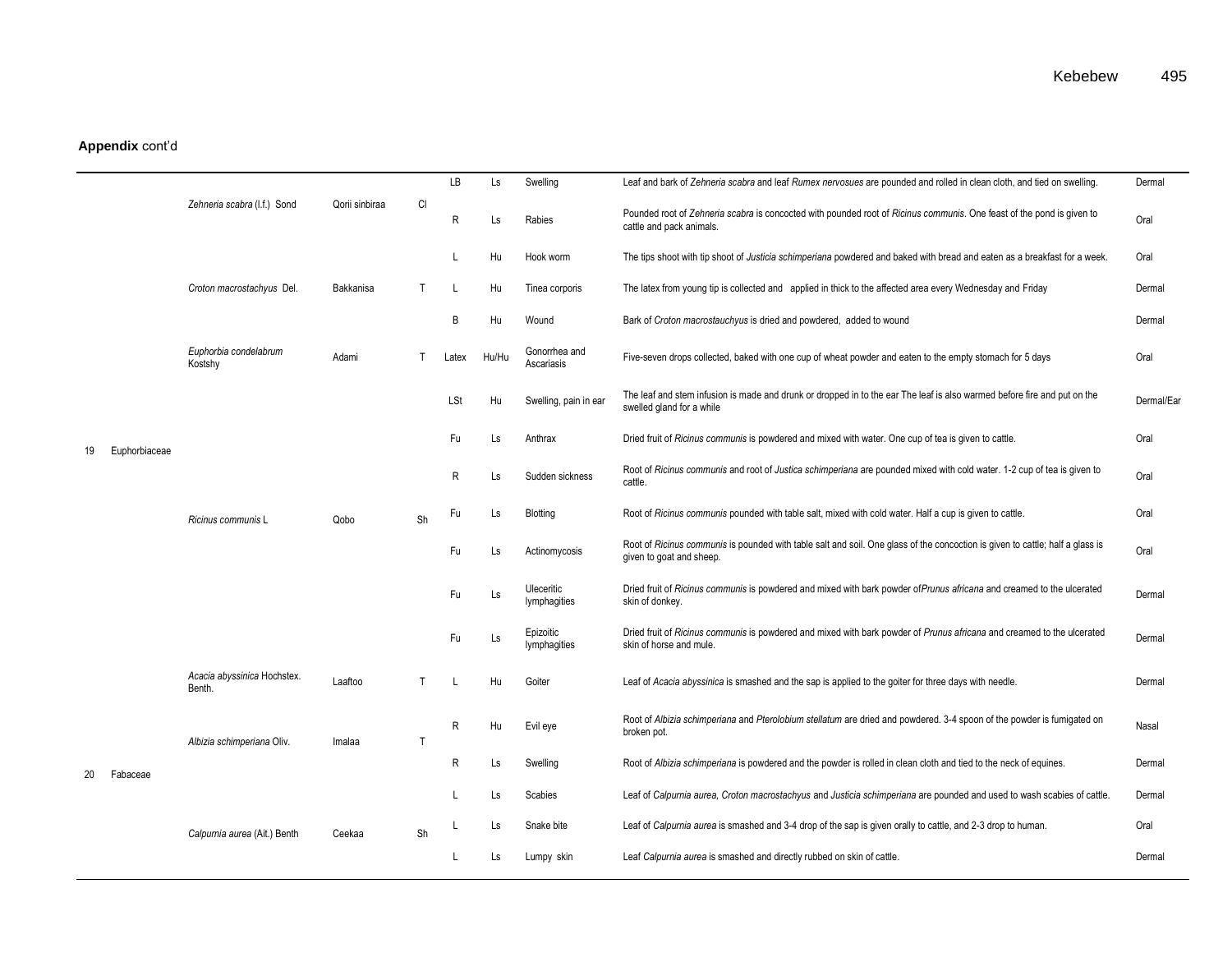**Appendix** cont'd

| | | | | | | | | | |
|---|---|---|---|---|---|---|---|---|---|
| | | *Zehneria scabra* (l.f.) Sond | Qorii sinbiraa | Cl | LB | Ls | Swelling | Leaf and bark of *Zehneria scabra* and leaf *Rumex nervosues* are pounded and rolled in clean cloth, and tied on swelling. | Dermal |
| | | | | | R | Ls | Rabies | Pounded root of *Zehneria scabra* is concocted with pounded root of *Ricinus communis*. One feast of the pond is given to cattle and pack animals. | Oral |
| | | | | | L | Hu | Hook worm | The tips shoot with tip shoot of *Justicia schimperiana* powdered and baked with bread and eaten as a breakfast for a week. | Oral |
| | | *Croton macrostachyus* Del. | Bakkanisa | T | L | Hu | Tinea corporis | The latex from young tip is collected and applied in thick to the affected area every Wednesday and Friday | Dermal |
| | | | | | B | Hu | Wound | Bark of *Croton macrostauchyus* is dried and powdered, added to wound | Dermal |
| | | *Euphorbia condelabrum* Kostshy | Adami | T | Latex | Hu/Hu | Gonorrhea and Ascariasis | Five-seven drops collected, baked with one cup of wheat powder and eaten to the empty stomach for 5 days | Oral |
| 19 | Euphorbiaceae | *Ricinus communis* L | Qobo | Sh | LSt | Hu | Swelling, pain in ear | The leaf and stem infusion is made and drunk or dropped in to the ear The leaf is also warmed before fire and put on the swelled gland for a while | Dermal/Ear |
| | | | | | Fu | Ls | Anthrax | Dried fruit of *Ricinus communis* is powdered and mixed with water. One cup of tea is given to cattle. | Oral |
| | | | | | R | Ls | Sudden sickness | Root of *Ricinus communis* and root of *Justica schimperiana* are pounded mixed with cold water. 1-2 cup of tea is given to cattle. | Oral |
| | | | | | Fu | Ls | Blotting | Root of *Ricinus communis* pounded with table salt, mixed with cold water. Half a cup is given to cattle. | Oral |
| | | | | | Fu | Ls | Actinomycosis | Root of *Ricinus communis* is pounded with table salt and soil. One glass of the concoction is given to cattle; half a glass is given to goat and sheep. | Oral |
| | | | | | Fu | Ls | Uleceritic lymphagities | Dried fruit of *Ricinus communis* is powdered and mixed with bark powder of*Prunus africana* and creamed to the ulcerated skin of donkey. | Dermal |
| | | | | | Fu | Ls | Epizoitic lymphagities | Dried fruit of *Ricinus communis* is powdered and mixed with bark powder of *Prunus africana* and creamed to the ulcerated skin of horse and mule. | Dermal |
| | | *Acacia abyssinica* Hochstex. Benth. | Laaftoo | T | L | Hu | Goiter | Leaf of *Acacia abyssinica* is smashed and the sap is applied to the goiter for three days with needle. | Dermal |
| | | *Albizia schimperiana* Oliv. | Imalaa | T | R | Hu | Evil eye | Root of *Albizia schimperiana* and *Pterolobium stellatum* are dried and powdered. 3-4 spoon of the powder is fumigated on broken pot. | Nasal |
| 20 | Fabaceae | | | | R | Ls | Swelling | Root of *Albizia schimperiana* is powdered and the powder is rolled in clean cloth and tied to the neck of equines. | Dermal |
| | | *Calpurnia aurea* (Ait.) Benth | Ceekaa | Sh | L | Ls | Scabies | Leaf of *Calpurnia aurea, Croton macrostachyus* and *Justicia schimperiana* are pounded and used to wash scabies of cattle. | Dermal |
| | | | | | L | Ls | Snake bite | Leaf of *Calpurnia aurea* is smashed and 3-4 drop of the sap is given orally to cattle, and 2-3 drop to human. | Oral |
| | | | | | L | Ls | Lumpy skin | Leaf *Calpurnia aurea* is smashed and directly rubbed on skin of cattle. | Dermal |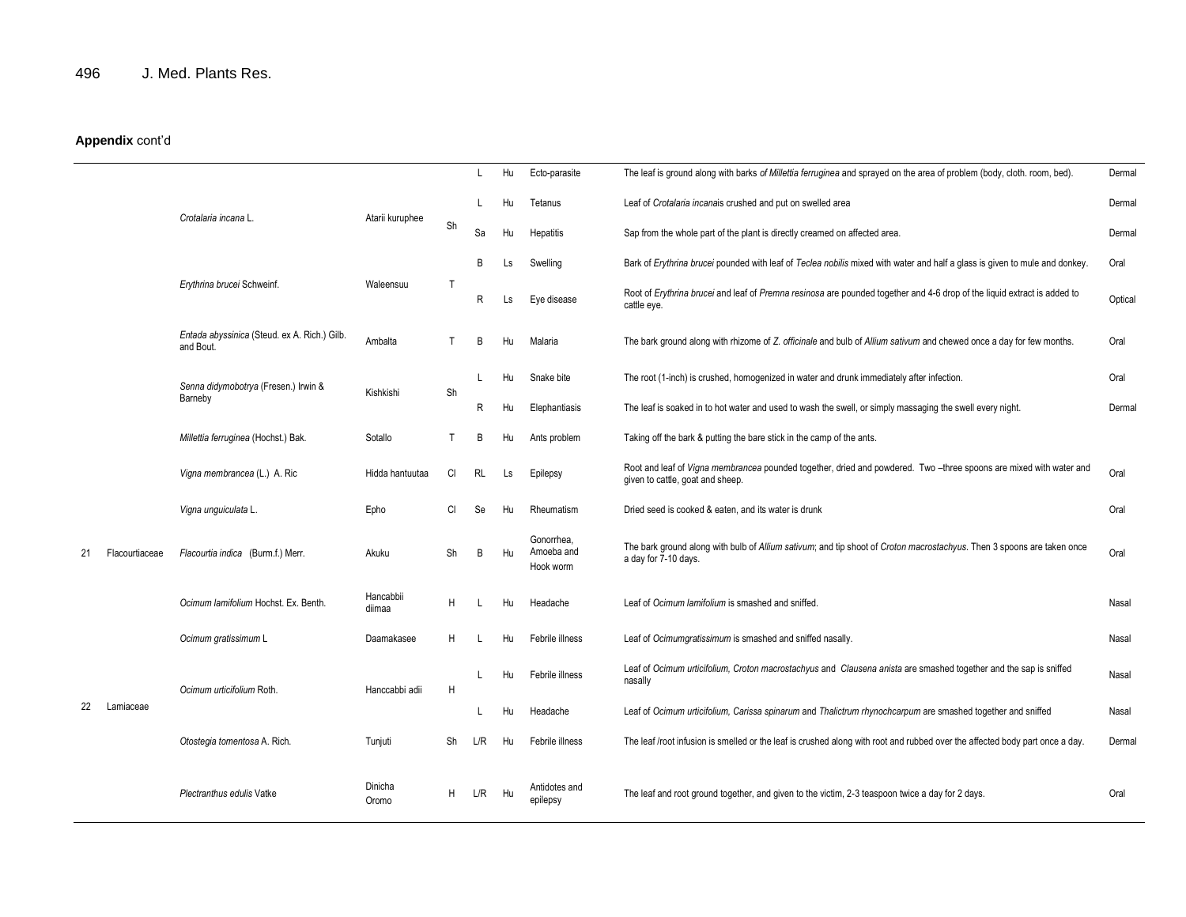**Appendix** cont'd

| | | | | | | | | | |
|---|---|---|---|---|---|---|---|---|---|
| | | | | | L | Hu | Ecto-parasite | The leaf is ground along with barks *of Millettia ferruginea* and sprayed on the area of problem (body, cloth. room, bed). | Dermal |
| | | *Crotalaria incana* L. | Atarii kuruphee | Sh | L | Hu | Tetanus | Leaf of *Crotalaria incana*is crushed and put on swelled area | Dermal |
| | | | | | Sa | Hu | Hepatitis | Sap from the whole part of the plant is directly creamed on affected area. | Dermal |
| | | *Erythrina brucei* Schweinf. | Waleensuu | T | B | Ls | Swelling | Bark of *Erythrina brucei* pounded with leaf of *Teclea nobilis* mixed with water and half a glass is given to mule and donkey. | Oral |
| | | | | | R | Ls | Eye disease | Root of *Erythrina brucei* and leaf of *Premna resinosa* are pounded together and 4-6 drop of the liquid extract is added to cattle eye. | Optical |
| | | *Entada abyssinica* (Steud. ex A. Rich.) Gilb. and Bout. | Ambalta | T | B | Hu | Malaria | The bark ground along with rhizome of *Z. officinale* and bulb of *Allium sativum* and chewed once a day for few months. | Oral |
| | | *Senna didymobotrya* (Fresen.) Irwin & Barneby | Kishkishi | Sh | L | Hu | Snake bite | The root (1-inch) is crushed, homogenized in water and drunk immediately after infection. | Oral |
| | | | | | R | Hu | Elephantiasis | The leaf is soaked in to hot water and used to wash the swell, or simply massaging the swell every night. | Dermal |
| | | *Millettia ferruginea* (Hochst.) Bak. | Sotallo | T | B | Hu | Ants problem | Taking off the bark & putting the bare stick in the camp of the ants. | |
| | | *Vigna membrancea* (L.) A. Ric | Hidda hantuutaa | Cl | RL | Ls | Epilepsy | Root and leaf of *Vigna membrancea* pounded together, dried and powdered. Two –three spoons are mixed with water and given to cattle, goat and sheep. | Oral |
| | | *Vigna unguiculata* L. | Epho | Cl | Se | Hu | Rheumatism | Dried seed is cooked & eaten, and its water is drunk | Oral |
| 21 | Flacourtiaceae | *Flacourtia indica* (Burm.f.) Merr. | Akuku | Sh | B | Hu | Gonorrhea, Amoeba and Hook worm | The bark ground along with bulb of *Allium sativum*; and tip shoot of *Croton macrostachyus*. Then 3 spoons are taken once a day for 7-10 days. | Oral |
| 22 | Lamiaceae | *Ocimum lamifolium* Hochst. Ex. Benth. | Hancabbii diimaa | H | L | Hu | Headache | Leaf of *Ocimum lamifolium* is smashed and sniffed. | Nasal |
| | | *Ocimum gratissimum* L | Daamakasee | H | L | Hu | Febrile illness | Leaf of *Ocimumgratissimum* is smashed and sniffed nasally. | Nasal |
| | | *Ocimum urticifolium* Roth. | Hanccabbi adii | H | L | Hu | Febrile illness | Leaf of *Ocimum urticifolium, Croton macrostachyus* and *Clausena anista* are smashed together and the sap is sniffed nasally | Nasal |
| | | | | | L | Hu | Headache | Leaf of *Ocimum urticifolium, Carissa spinarum* and *Thalictrum rhynochcarpum* are smashed together and sniffed | Nasal |
| | | *Otostegia tomentosa* A. Rich. | Tunjuti | Sh | L/R | Hu | Febrile illness | The leaf /root infusion is smelled or the leaf is crushed along with root and rubbed over the affected body part once a day. | Dermal |
| | | *Plectranthus edulis* Vatke | Dinicha Oromo | H | L/R | Hu | Antidotes and epilepsy | The leaf and root ground together, and given to the victim, 2-3 teaspoon twice a day for 2 days. | Oral |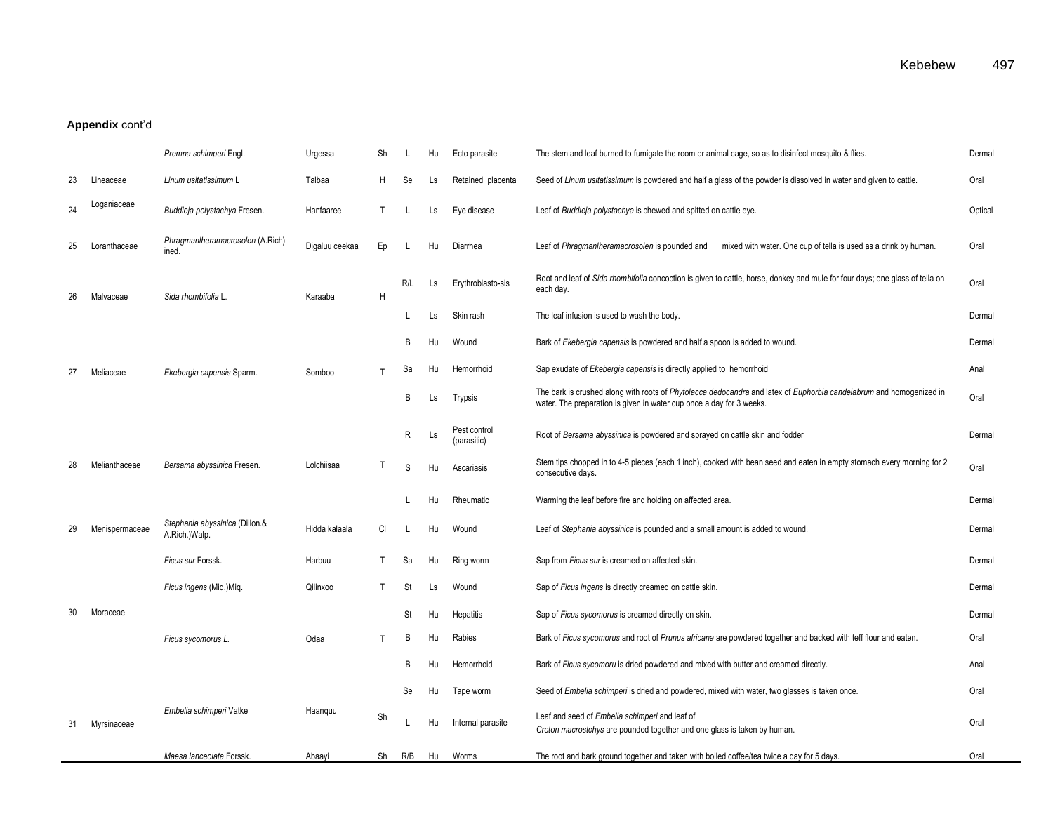**Appendix** cont'd

| | | | | | | | | | |
|---|---|---|---|---|---|---|---|---|---|
| | | *Premna schimperi* Engl. | Urgessa | Sh | L | Hu | Ecto parasite | The stem and leaf burned to fumigate the room or animal cage, so as to disinfect mosquito & flies. | Dermal |
| 23 | Lineaceae | *Linum usitatissimum* L | Talbaa | H | Se | Ls | Retained placenta | Seed of *Linum usitatissimum* is powdered and half a glass of the powder is dissolved in water and given to cattle. | Oral |
| 24 | Loganiaceae | *Buddleja polystachya* Fresen. | Hanfaaree | T | L | Ls | Eye disease | Leaf of *Buddleja polystachya* is chewed and spitted on cattle eye. | Optical |
| 25 | Loranthaceae | *Phragmanlheramacrosolen* (A.Rich) ined. | Digaluu ceekaa | Ep | L | Hu | Diarrhea | Leaf of *Phragmanlheramacrosolen* is pounded and mixed with water. One cup of tella is used as a drink by human. | Oral |
| 26 | Malvaceae | *Sida rhombifolia* L. | Karaaba | H | R/L | Ls | Erythroblasto-sis | Root and leaf of *Sida rhombifolia* concoction is given to cattle, horse, donkey and mule for four days; one glass of tella on each day. | Oral |
| | | | | | L | Ls | Skin rash | The leaf infusion is used to wash the body. | Dermal |
| 27 | Meliaceae | *Ekebergia capensis* Sparm. | Somboo | T | B | Hu | Wound | Bark of *Ekebergia capensis* is powdered and half a spoon is added to wound. | Dermal |
| | | | | | Sa | Hu | Hemorrhoid | Sap exudate of *Ekebergia capensis* is directly applied to hemorrhoid | Anal |
| | | | | | B | Ls | Trypsis | The bark is crushed along with roots of *Phytolacca dedocandra* and latex of *Euphorbia candelabrum* and homogenized in water. The preparation is given in water cup once a day for 3 weeks. | Oral |
| 28 | Melianthaceae | *Bersama abyssinica* Fresen. | Lolchiisaa | T | R | Ls | Pest control (parasitic) | Root of *Bersama abyssinica* is powdered and sprayed on cattle skin and fodder | Dermal |
| | | | | | S | Hu | Ascariasis | Stem tips chopped in to 4-5 pieces (each 1 inch), cooked with bean seed and eaten in empty stomach every morning for 2 consecutive days. | Oral |
| | | | | | L | Hu | Rheumatic | Warming the leaf before fire and holding on affected area. | Dermal |
| 29 | Menispermaceae | *Stephania abyssinica* (Dillon.& A.Rich.)Walp. | Hidda kalaala | Cl | L | Hu | Wound | Leaf of *Stephania abyssinica* is pounded and a small amount is added to wound. | Dermal |
| 30 | Moraceae | *Ficus sur* Forssk. | Harbuu | T | Sa | Hu | Ring worm | Sap from *Ficus sur* is creamed on affected skin. | Dermal |
| | | *Ficus ingens* (Miq.)Miq. | Qilinxoo | T | St | Ls | Wound | Sap of *Ficus ingens* is directly creamed on cattle skin. | Dermal |
| | | *Ficus sycomorus L.* | Odaa | T | St | Hu | Hepatitis | Sap of *Ficus sycomorus* is creamed directly on skin. | Dermal |
| | | | | | B | Hu | Rabies | Bark of *Ficus sycomorus* and root of *Prunus africana* are powdered together and backed with teff flour and eaten. | Oral |
| | | | | | B | Hu | Hemorrhoid | Bark of *Ficus sycomoru* is dried powdered and mixed with butter and creamed directly. | Anal |
| 31 | Myrsinaceae | *Embelia schimperi* Vatke | Haanquu | Sh | Se | Hu | Tape worm | Seed of *Embelia schimperi* is dried and powdered, mixed with water, two glasses is taken once. | Oral |
| | | | | | L | Hu | Internal parasite | Leaf and seed of *Embelia schimperi* and leaf of *Croton macrostchys* are pounded together and one glass is taken by human. | Oral |
| | | *Maesa lanceolata* Forssk. | Abaayi | Sh | R/B | Hu | Worms | The root and bark ground together and taken with boiled coffee/tea twice a day for 5 days. | Oral |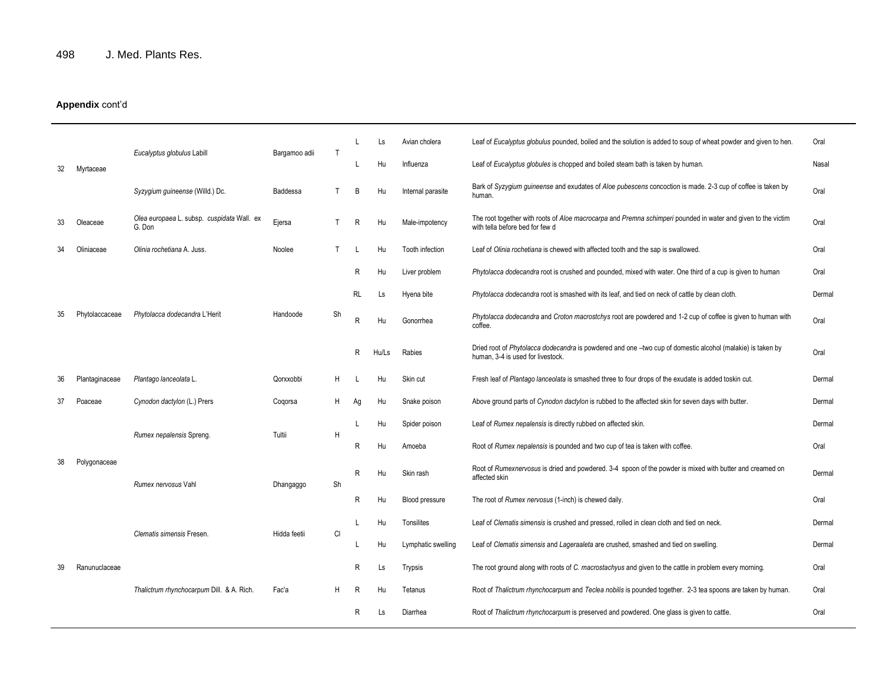**Appendix** cont'd

| | | | | | | | | | |
|---|---|---|---|---|---|---|---|---|---|
| 32 | Myrtaceae | *Eucalyptus globulus* Labill | Bargamoo adii | T | L | Ls | Avian cholera | Leaf of *Eucalyptus globulus* pounded, boiled and the solution is added to soup of wheat powder and given to hen. | Oral |
| | | | | | L | Hu | Influenza | Leaf of *Eucalyptus globules* is chopped and boiled steam bath is taken by human. | Nasal |
| | | *Syzygium guineense* (Willd.) Dc. | Baddessa | T | B | Hu | Internal parasite | Bark of *Syzygium guineense* and exudates of *Aloe pubescens* concoction is made. 2-3 cup of coffee is taken by human. | Oral |
| 33 | Oleaceae | *Olea europaea* L. subsp. *cuspidata* Wall. ex G. Don | Ejersa | T | R | Hu | Male-impotency | The root together with roots of *Aloe macrocarpa* and *Premna schimperi* pounded in water and given to the victim with tella before bed for few d | Oral |
| 34 | Oliniaceae | *Olinia rochetiana* A. Juss. | Noolee | T | L | Hu | Tooth infection | Leaf of *Olinia rochetiana* is chewed with affected tooth and the sap is swallowed. | Oral |
| 35 | Phytolaccaceae | *Phytolacca dodecandra* L'Herit | Handoode | Sh | R | Hu | Liver problem | *Phytolacca dodecandra* root is crushed and pounded, mixed with water. One third of a cup is given to human | Oral |
| | | | | | RL | Ls | Hyena bite | *Phytolacca dodecandra* root is smashed with its leaf, and tied on neck of cattle by clean cloth. | Dermal |
| | | | | | R | Hu | Gonorrhea | *Phytolacca dodecandra* and *Croton macrostchys* root are powdered and 1-2 cup of coffee is given to human with coffee. | Oral |
| | | | | | R | Hu/Ls | Rabies | Dried root of *Phytolacca dodecandra* is powdered and one –two cup of domestic alcohol (malakie) is taken by human, 3-4 is used for livestock. | Oral |
| 36 | Plantaginaceae | *Plantago lanceolata* L. | Qorxxobbi | H | L | Hu | Skin cut | Fresh leaf of *Plantago lanceolata* is smashed three to four drops of the exudate is added toskin cut. | Dermal |
| 37 | Poaceae | *Cynodon dactylon* (L.) Prers | Coqorsa | H | Ag | Hu | Snake poison | Above ground parts of *Cynodon dactylon* is rubbed to the affected skin for seven days with butter. | Dermal |
| 38 | Polygonaceae | *Rumex nepalensis* Spreng. | Tultii | H | L | Hu | Spider poison | Leaf of *Rumex nepalensis* is directly rubbed on affected skin. | Dermal |
| | | | | | R | Hu | Amoeba | Root of *Rumex nepalensis* is pounded and two cup of tea is taken with coffee. | Oral |
| | | *Rumex nervosus* Vahl | Dhangaggo | Sh | R | Hu | Skin rash | Root of *Rumexnervosus* is dried and powdered. 3-4 spoon of the powder is mixed with butter and creamed on affected skin | Dermal |
| | | | | | R | Hu | Blood pressure | The root of *Rumex nervosus* (1-inch) is chewed daily. | Oral |
| 39 | Ranunuclaceae | *Clematis simensis* Fresen. | Hidda feetii | Cl | L | Hu | Tonsilites | Leaf of *Clematis simensis* is crushed and pressed, rolled in clean cloth and tied on neck. | Dermal |
| | | | | | L | Hu | Lymphatic swelling | Leaf of *Clematis simensis* and *Lageraaleta* are crushed, smashed and tied on swelling. | Dermal |
| | | | | | R | Ls | Trypsis | The root ground along with roots of *C. macrostachyus* and given to the cattle in problem every morning. | Oral |
| | | *Thalictrum rhynchocarpum* Dill. & A. Rich. | Fac'a | H | R | Hu | Tetanus | Root of *Thalictrum rhynchocarpum* and *Teclea nobilis* is pounded together. 2-3 tea spoons are taken by human. | Oral |
| | | | | | R | Ls | Diarrhea | Root of *Thalictrum rhynchocarpum* is preserved and powdered. One glass is given to cattle. | Oral |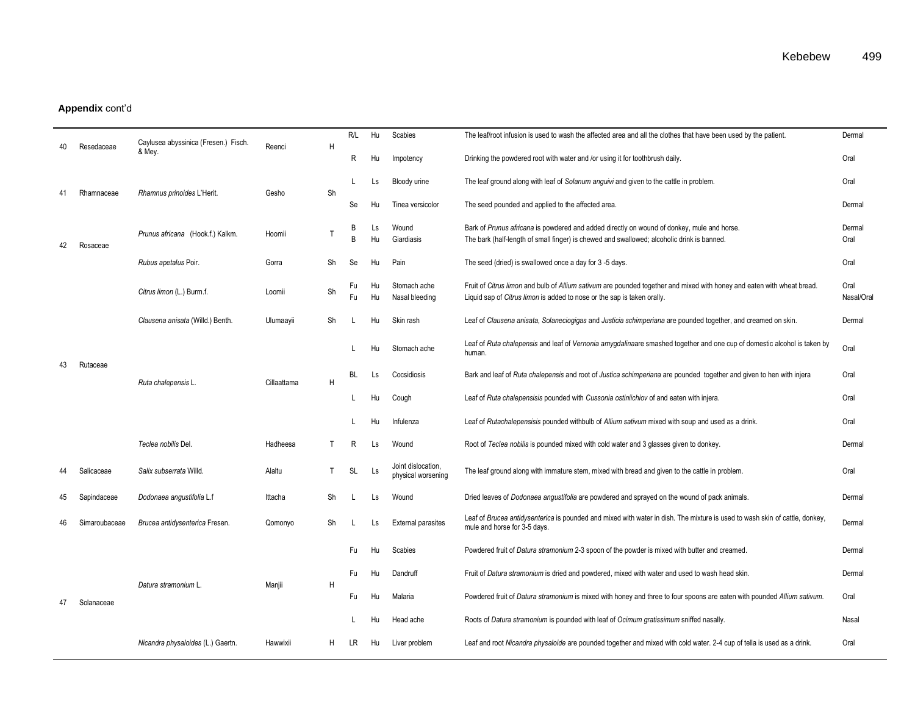**Appendix** cont'd

| | | | | | | | | | |
|---|---|---|---|---|---|---|---|---|---|
| 40 | Resedaceae | Caylusea abyssinica (Fresen.) Fisch. & Mey. | Reenci | H | R/L | Hu | Scabies | The leaf/root infusion is used to wash the affected area and all the clothes that have been used by the patient. | Dermal |
| | | | | | R | Hu | Impotency | Drinking the powdered root with water and /or using it for toothbrush daily. | Oral |
| 41 | Rhamnaceae | *Rhamnus prinoides* L'Herit. | Gesho | Sh | L | Ls | Bloody urine | The leaf ground along with leaf of *Solanum anguivi* and given to the cattle in problem. | Oral |
| | | | | | Se | Hu | Tinea versicolor | The seed pounded and applied to the affected area. | Dermal |
| 42 | Rosaceae | *Prunus africana* (Hook.f.) Kalkm. | Hoomii | T | B | Ls | Wound | Bark of *Prunus africana* is powdered and added directly on wound of donkey, mule and horse. | Dermal |
| | | | | | B | Hu | Giardiasis | The bark (half-length of small finger) is chewed and swallowed; alcoholic drink is banned. | Oral |
| | | *Rubus apetalus* Poir. | Gorra | Sh | Se | Hu | Pain | The seed (dried) is swallowed once a day for 3 -5 days. | Oral |
| 43 | Rutaceae | *Citrus limon* (L.) Burm.f. | Loomii | Sh | Fu | Hu | Stomach ache | Fruit of *Citrus limon* and bulb of *Allium sativum* are pounded together and mixed with honey and eaten with wheat bread. | Oral |
| | | | | | Fu | Hu | Nasal bleeding | Liquid sap of *Citrus limon* is added to nose or the sap is taken orally. | Nasal/Oral |
| | | *Clausena anisata* (Willd.) Benth. | Ulumaayii | Sh | L | Hu | Skin rash | Leaf of *Clausena anisata, Solaneciogigas* and *Justicia schimperiana* are pounded together, and creamed on skin. | Dermal |
| | | *Ruta chalepensis* L. | Cillaattama | H | L | Hu | Stomach ache | Leaf of *Ruta chalepensis* and leaf of *Vernonia amygdalina*are smashed together and one cup of domestic alcohol is taken by human. | Oral |
| | | | | | BL | Ls | Cocsidiosis | Bark and leaf of *Ruta chalepensis* and root of *Justica schimperiana* are pounded together and given to hen with injera | Oral |
| | | | | | L | Hu | Cough | Leaf of *Ruta chalepensisis* pounded with *Cussonia ostiniichiov* of and eaten with injera. | Oral |
| | | | | | L | Hu | Infulenza | Leaf of *Rutachalepensisis* pounded withbulb of *Allium sativum* mixed with soup and used as a drink. | Oral |
| | | *Teclea nobilis* Del. | Hadheesa | T | R | Ls | Wound | Root of *Teclea nobilis* is pounded mixed with cold water and 3 glasses given to donkey. | Dermal |
| 44 | Salicaceae | *Salix subserrata* Willd. | Alaltu | T | SL | Ls | Joint dislocation, physical worsening | The leaf ground along with immature stem, mixed with bread and given to the cattle in problem. | Oral |
| 45 | Sapindaceae | *Dodonaea angustifolia* L.f | Ittacha | Sh | L | Ls | Wound | Dried leaves of *Dodonaea angustifolia* are powdered and sprayed on the wound of pack animals. | Dermal |
| 46 | Simaroubaceae | *Brucea antidysenterica* Fresen. | Qomonyo | Sh | L | Ls | External parasites | Leaf of *Brucea antidysenterica* is pounded and mixed with water in dish. The mixture is used to wash skin of cattle, donkey, mule and horse for 3-5 days. | Dermal |
| 47 | Solanaceae | *Datura stramonium* L. | Manjii | H | Fu | Hu | Scabies | Powdered fruit of *Datura stramonium* 2-3 spoon of the powder is mixed with butter and creamed. | Dermal |
| | | | | | Fu | Hu | Dandruff | Fruit of *Datura stramonium* is dried and powdered, mixed with water and used to wash head skin. | Dermal |
| | | | | | Fu | Hu | Malaria | Powdered fruit of *Datura stramonium* is mixed with honey and three to four spoons are eaten with pounded *Allium sativum*. | Oral |
| | | | | | L | Hu | Head ache | Roots of *Datura stramonium* is pounded with leaf of *Ocimum gratissimum* sniffed nasally. | Nasal |
| | | *Nicandra physaloides* (L.) Gaertn. | Hawwixii | H | LR | Hu | Liver problem | Leaf and root *Nicandra physaloide* are pounded together and mixed with cold water. 2-4 cup of tella is used as a drink. | Oral |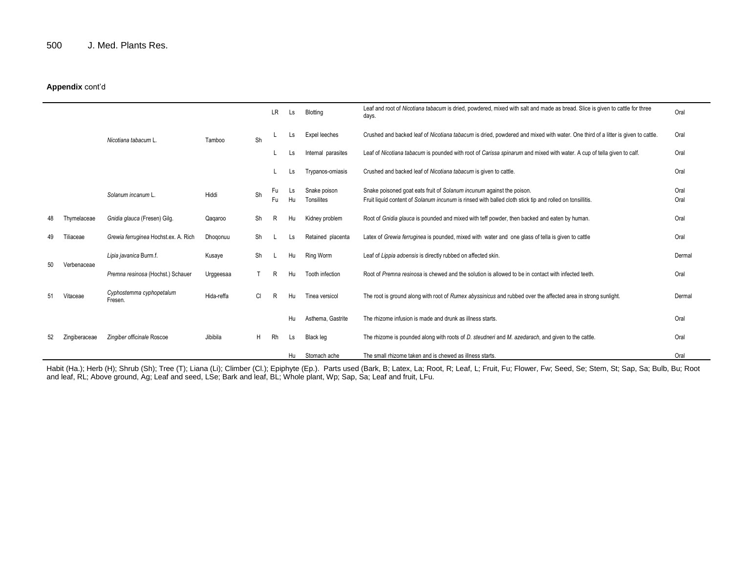**Appendix** cont'd

| | | | | | | | | | |
|---|---|---|---|---|---|---|---|---|---|
| | | | | | LR | Ls | Blotting | Leaf and root of *Nicotiana tabacum* is dried, powdered, mixed with salt and made as bread. Slice is given to cattle for three days. | Oral |
| | | *Nicotiana tabacum* L. | Tamboo | Sh | L | Ls | Expel leeches | Crushed and backed leaf of *Nicotiana tabacum* is dried, powdered and mixed with water. One third of a litter is given to cattle. | Oral |
| | | | | | L | Ls | Internal parasites | Leaf of *Nicotiana tabacum* is pounded with root of *Carissa spinarum* and mixed with water. A cup of tella given to calf. | Oral |
| | | | | | L | Ls | Trypanos-omiasis | Crushed and backed leaf of *Nicotiana tabacum* is given to cattle. | Oral |
| | | *Solanum incanum* L. | Hiddi | Sh | Fu | Ls | Snake poison | Snake poisoned goat eats fruit of *Solanum incunum* against the poison. | Oral |
| | | | | | Fu | Hu | Tonsilites | Fruit liquid content of *Solanum incunum* is rinsed with balled cloth stick tip and rolled on tonsillitis. | Oral |
| 48 | Thymelaceae | *Gnidia glauca* (Fresen) Gilg. | Qaqaroo | Sh | R | Hu | Kidney problem | Root of *Gnidia glauca* is pounded and mixed with teff powder, then backed and eaten by human. | Oral |
| 49 | Tiliaceae | *Grewia ferruginea* Hochst.ex. A. Rich | Dhoqonuu | Sh | L | Ls | Retained placenta | Latex of *Grewia ferruginea* is pounded, mixed with water and one glass of tella is given to cattle | Oral |
| 50 | Verbenaceae | *Lipia javanica* Burm.f. | Kusaye | Sh | L | Hu | Ring Worm | Leaf of *Lippia adoensis* is directly rubbed on affected skin. | Dermal |
| | | *Premna resinosa* (Hochst.) Schauer | Urggeesaa | T | R | Hu | Tooth infection | Root of *Premna resinosa* is chewed and the solution is allowed to be in contact with infected teeth. | Oral |
| 51 | Vitaceae | *Cyphostemma cyphopetalum* Fresen. | Hida-reffa | Cl | R | Hu | Tinea versicol | The root is ground along with root of *Rumex abyssinicus* and rubbed over the affected area in strong sunlight. | Dermal |
| | | | | | | Hu | Asthema, Gastrite | The rhizome infusion is made and drunk as illness starts. | Oral |
| 52 | Zingiberaceae | *Zingiber officinale* Roscoe | Jibibila | H | Rh | Ls | Black leg | The rhizome is pounded along with roots of *D. steudneri* and *M. azedarach*, and given to the cattle. | Oral |
| | | | | | | Hu | Stomach ache | The small rhizome taken and is chewed as illness starts. | Oral |

Habit (Ha.); Herb (H); Shrub (Sh); Tree (T); Liana (Li); Climber (Cl.); Epiphyte (Ep.). Parts used (Bark, B; Latex, La; Root, R; Leaf, L; Fruit, Fu; Flower, Fw; Seed, Se; Stem, St; Sap, Sa; Bulb, Bu; Root and leaf, RL; Above ground, Ag; Leaf and seed, LSe; Bark and leaf, BL; Whole plant, Wp; Sap, Sa; Leaf and fruit, LFu.